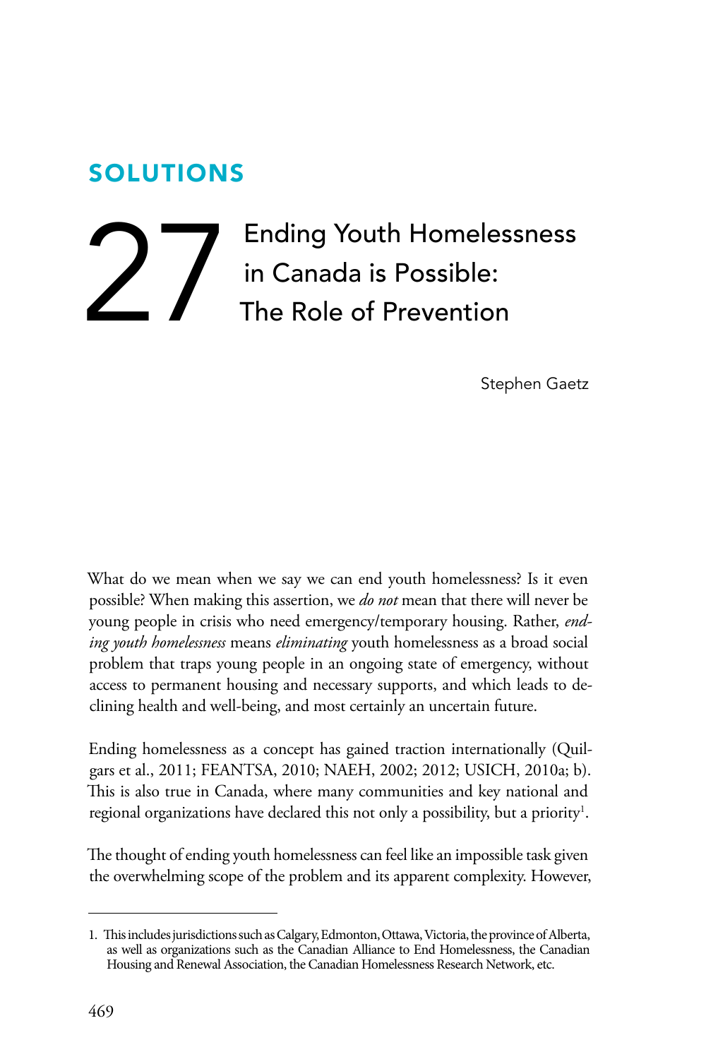# SOLUTIONS

# 27 Ending Youth Homelessness in Canada is Possible: The Role of Prevention

Stephen Gaetz

What do we mean when we say we can end youth homelessness? Is it even possible? When making this assertion, we *do not* mean that there will never be young people in crisis who need emergency/temporary housing. Rather, *ending youth homelessness* means *eliminating* youth homelessness as a broad social problem that traps young people in an ongoing state of emergency, without access to permanent housing and necessary supports, and which leads to declining health and well-being, and most certainly an uncertain future.

Ending homelessness as a concept has gained traction internationally (Quilgars et al., 2011; FEANTSA, 2010; NAEH, 2002; 2012; USICH, 2010a; b). This is also true in Canada, where many communities and key national and regional organizations have declared this not only a possibility, but a priority[1].

The thought of ending youth homelessness can feel like an impossible task given the overwhelming scope of the problem and its apparent complexity. However,

1. This includes jurisdictions such as Calgary, Edmonton, Ottawa, Victoria, the province of Alberta, as well as organizations such as the Canadian Alliance to End Homelessness, the Canadian Housing and Renewal Association, the Canadian Homelessness Research Network, etc.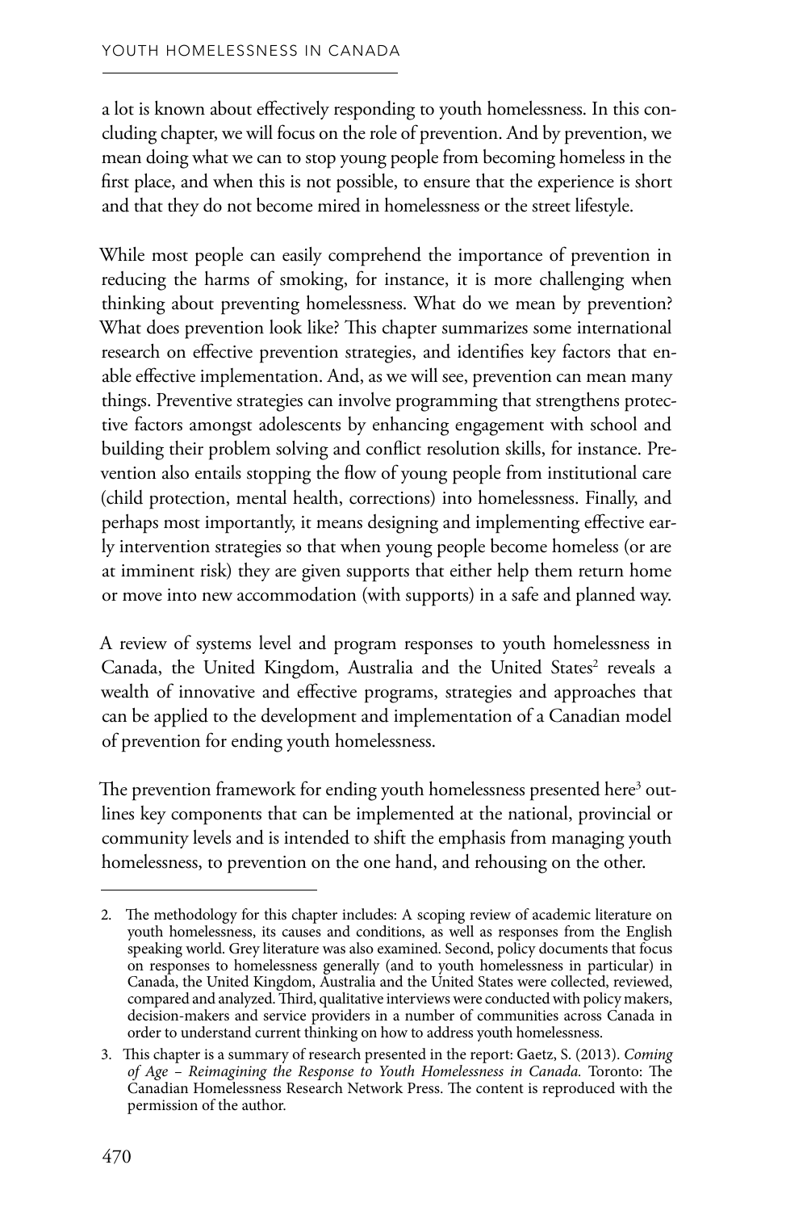a lot is known about effectively responding to youth homelessness. In this concluding chapter, we will focus on the role of prevention. And by prevention, we mean doing what we can to stop young people from becoming homeless in the first place, and when this is not possible, to ensure that the experience is short and that they do not become mired in homelessness or the street lifestyle.

While most people can easily comprehend the importance of prevention in reducing the harms of smoking, for instance, it is more challenging when thinking about preventing homelessness. What do we mean by prevention? What does prevention look like? This chapter summarizes some international research on effective prevention strategies, and identifies key factors that enable effective implementation. And, as we will see, prevention can mean many things. Preventive strategies can involve programming that strengthens protective factors amongst adolescents by enhancing engagement with school and building their problem solving and conflict resolution skills, for instance. Prevention also entails stopping the flow of young people from institutional care (child protection, mental health, corrections) into homelessness. Finally, and perhaps most importantly, it means designing and implementing effective early intervention strategies so that when young people become homeless (or are at imminent risk) they are given supports that either help them return home or move into new accommodation (with supports) in a safe and planned way.

A review of systems level and program responses to youth homelessness in Canada, the United Kingdom, Australia and the United States[2] reveals a wealth of innovative and effective programs, strategies and approaches that can be applied to the development and implementation of a Canadian model of prevention for ending youth homelessness.

The prevention framework for ending youth homelessness presented here[3] outlines key components that can be implemented at the national, provincial or community levels and is intended to shift the emphasis from managing youth homelessness, to prevention on the one hand, and rehousing on the other.

---

2. The methodology for this chapter includes: A scoping review of academic literature on youth homelessness, its causes and conditions, as well as responses from the English speaking world. Grey literature was also examined. Second, policy documents that focus on responses to homelessness generally (and to youth homelessness in particular) in Canada, the United Kingdom, Australia and the United States were collected, reviewed, compared and analyzed. Third, qualitative interviews were conducted with policy makers, decision-makers and service providers in a number of communities across Canada in order to understand current thinking on how to address youth homelessness.

3. This chapter is a summary of research presented in the report: Gaetz, S. (2013). *Coming of Age – Reimagining the Response to Youth Homelessness in Canada.* Toronto: The Canadian Homelessness Research Network Press. The content is reproduced with the permission of the author.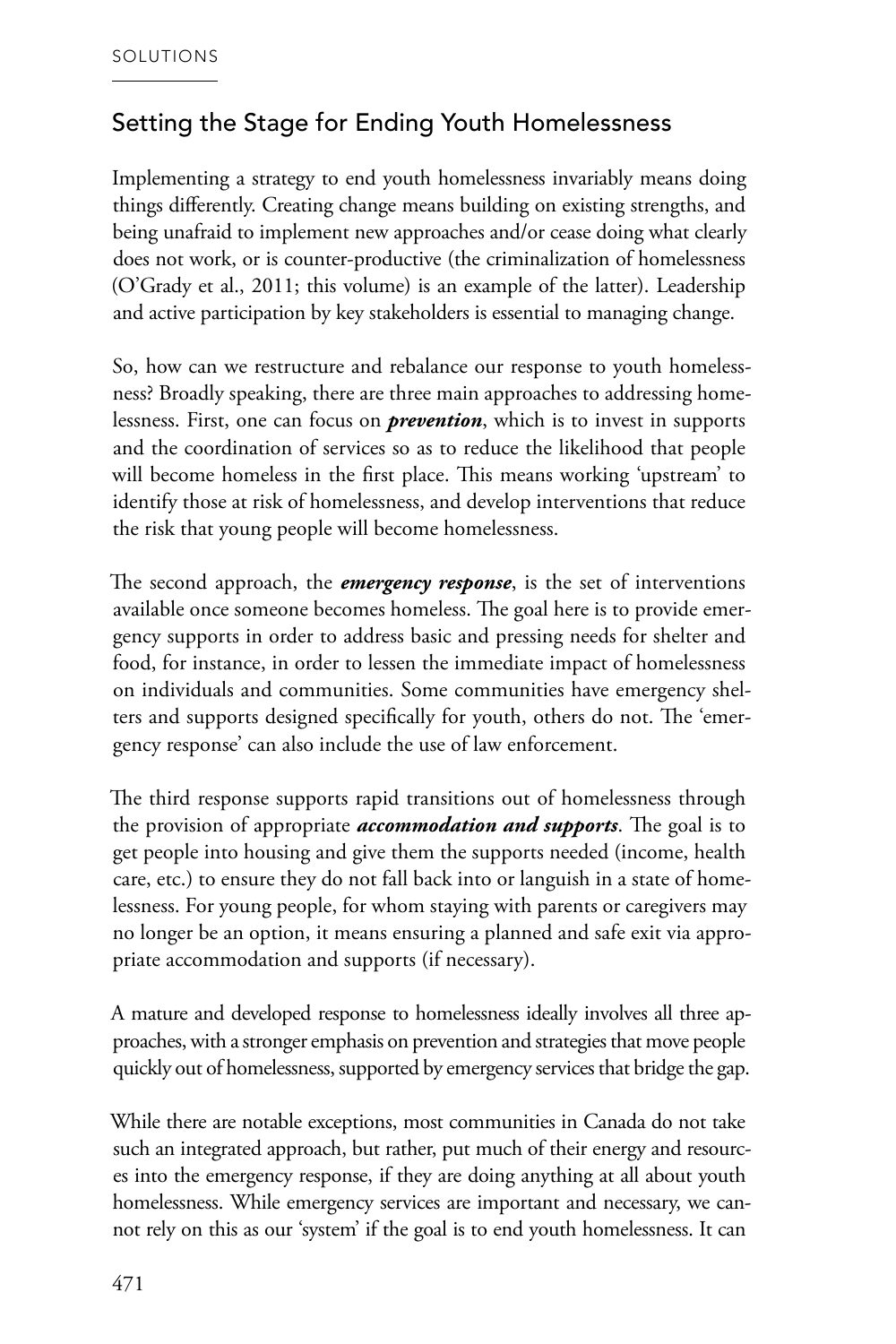## Setting the Stage for Ending Youth Homelessness

Implementing a strategy to end youth homelessness invariably means doing things differently. Creating change means building on existing strengths, and being unafraid to implement new approaches and/or cease doing what clearly does not work, or is counter-productive (the criminalization of homelessness (O'Grady et al., 2011; this volume) is an example of the latter). Leadership and active participation by key stakeholders is essential to managing change.

So, how can we restructure and rebalance our response to youth homelessness? Broadly speaking, there are three main approaches to addressing homelessness. First, one can focus on ***prevention***, which is to invest in supports and the coordination of services so as to reduce the likelihood that people will become homeless in the first place. This means working 'upstream' to identify those at risk of homelessness, and develop interventions that reduce the risk that young people will become homelessness.

The second approach, the ***emergency response***, is the set of interventions available once someone becomes homeless. The goal here is to provide emergency supports in order to address basic and pressing needs for shelter and food, for instance, in order to lessen the immediate impact of homelessness on individuals and communities. Some communities have emergency shelters and supports designed specifically for youth, others do not. The 'emergency response' can also include the use of law enforcement.

The third response supports rapid transitions out of homelessness through the provision of appropriate ***accommodation and supports***. The goal is to get people into housing and give them the supports needed (income, health care, etc.) to ensure they do not fall back into or languish in a state of homelessness. For young people, for whom staying with parents or caregivers may no longer be an option, it means ensuring a planned and safe exit via appropriate accommodation and supports (if necessary).

A mature and developed response to homelessness ideally involves all three approaches, with a stronger emphasis on prevention and strategies that move people quickly out of homelessness, supported by emergency services that bridge the gap.

While there are notable exceptions, most communities in Canada do not take such an integrated approach, but rather, put much of their energy and resources into the emergency response, if they are doing anything at all about youth homelessness. While emergency services are important and necessary, we cannot rely on this as our 'system' if the goal is to end youth homelessness. It can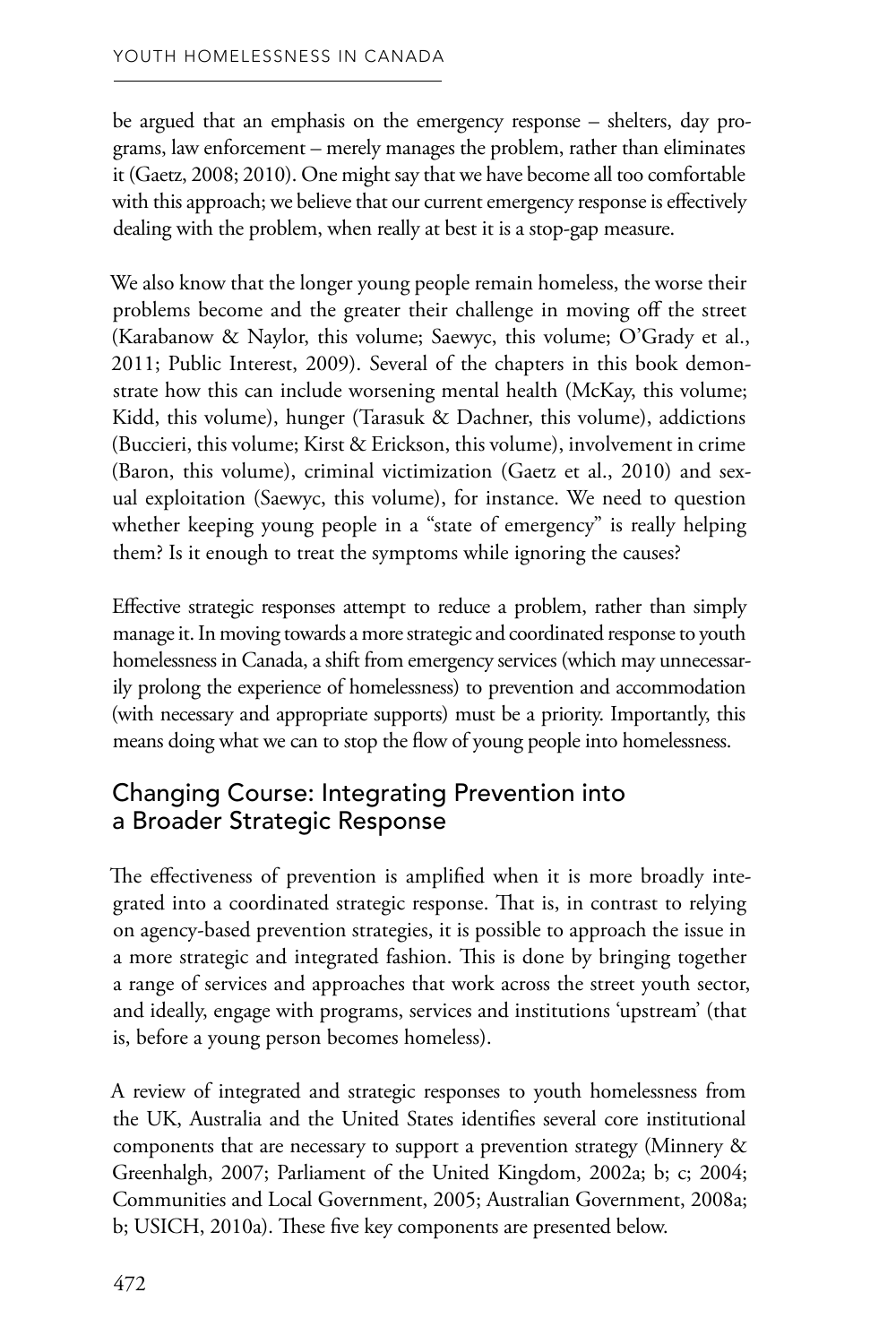be argued that an emphasis on the emergency response – shelters, day programs, law enforcement – merely manages the problem, rather than eliminates it (Gaetz, 2008; 2010). One might say that we have become all too comfortable with this approach; we believe that our current emergency response is effectively dealing with the problem, when really at best it is a stop-gap measure.

We also know that the longer young people remain homeless, the worse their problems become and the greater their challenge in moving off the street (Karabanow & Naylor, this volume; Saewyc, this volume; O'Grady et al., 2011; Public Interest, 2009). Several of the chapters in this book demonstrate how this can include worsening mental health (McKay, this volume; Kidd, this volume), hunger (Tarasuk & Dachner, this volume), addictions (Buccieri, this volume; Kirst & Erickson, this volume), involvement in crime (Baron, this volume), criminal victimization (Gaetz et al., 2010) and sexual exploitation (Saewyc, this volume), for instance. We need to question whether keeping young people in a "state of emergency" is really helping them? Is it enough to treat the symptoms while ignoring the causes?

Effective strategic responses attempt to reduce a problem, rather than simply manage it. In moving towards a more strategic and coordinated response to youth homelessness in Canada, a shift from emergency services (which may unnecessarily prolong the experience of homelessness) to prevention and accommodation (with necessary and appropriate supports) must be a priority. Importantly, this means doing what we can to stop the flow of young people into homelessness.

## Changing Course: Integrating Prevention into a Broader Strategic Response

The effectiveness of prevention is amplified when it is more broadly integrated into a coordinated strategic response. That is, in contrast to relying on agency-based prevention strategies, it is possible to approach the issue in a more strategic and integrated fashion. This is done by bringing together a range of services and approaches that work across the street youth sector, and ideally, engage with programs, services and institutions 'upstream' (that is, before a young person becomes homeless).

A review of integrated and strategic responses to youth homelessness from the UK, Australia and the United States identifies several core institutional components that are necessary to support a prevention strategy (Minnery & Greenhalgh, 2007; Parliament of the United Kingdom, 2002a; b; c; 2004; Communities and Local Government, 2005; Australian Government, 2008a; b; USICH, 2010a). These five key components are presented below.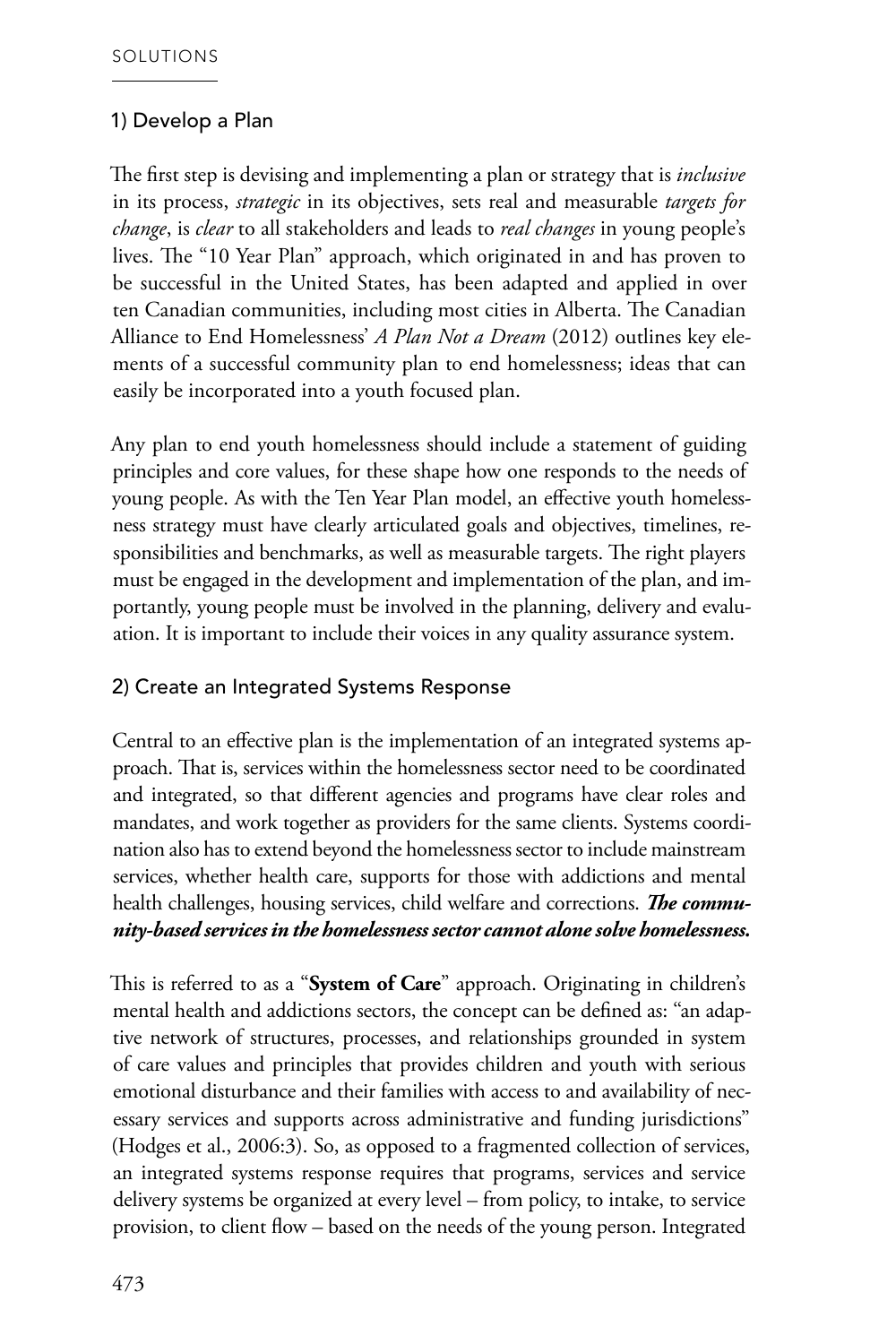## 1) Develop a Plan

The first step is devising and implementing a plan or strategy that is *inclusive* in its process, *strategic* in its objectives, sets real and measurable *targets for change*, is *clear* to all stakeholders and leads to *real changes* in young people's lives. The "10 Year Plan" approach, which originated in and has proven to be successful in the United States, has been adapted and applied in over ten Canadian communities, including most cities in Alberta. The Canadian Alliance to End Homelessness' *A Plan Not a Dream* (2012) outlines key elements of a successful community plan to end homelessness; ideas that can easily be incorporated into a youth focused plan.

Any plan to end youth homelessness should include a statement of guiding principles and core values, for these shape how one responds to the needs of young people. As with the Ten Year Plan model, an effective youth homelessness strategy must have clearly articulated goals and objectives, timelines, responsibilities and benchmarks, as well as measurable targets. The right players must be engaged in the development and implementation of the plan, and importantly, young people must be involved in the planning, delivery and evaluation. It is important to include their voices in any quality assurance system.

## 2) Create an Integrated Systems Response

Central to an effective plan is the implementation of an integrated systems approach. That is, services within the homelessness sector need to be coordinated and integrated, so that different agencies and programs have clear roles and mandates, and work together as providers for the same clients. Systems coordination also has to extend beyond the homelessness sector to include mainstream services, whether health care, supports for those with addictions and mental health challenges, housing services, child welfare and corrections. ***The community-based services in the homelessness sector cannot alone solve homelessness.***

This is referred to as a "**System of Care**" approach. Originating in children's mental health and addictions sectors, the concept can be defined as: "an adaptive network of structures, processes, and relationships grounded in system of care values and principles that provides children and youth with serious emotional disturbance and their families with access to and availability of necessary services and supports across administrative and funding jurisdictions" (Hodges et al., 2006:3). So, as opposed to a fragmented collection of services, an integrated systems response requires that programs, services and service delivery systems be organized at every level – from policy, to intake, to service provision, to client flow – based on the needs of the young person. Integrated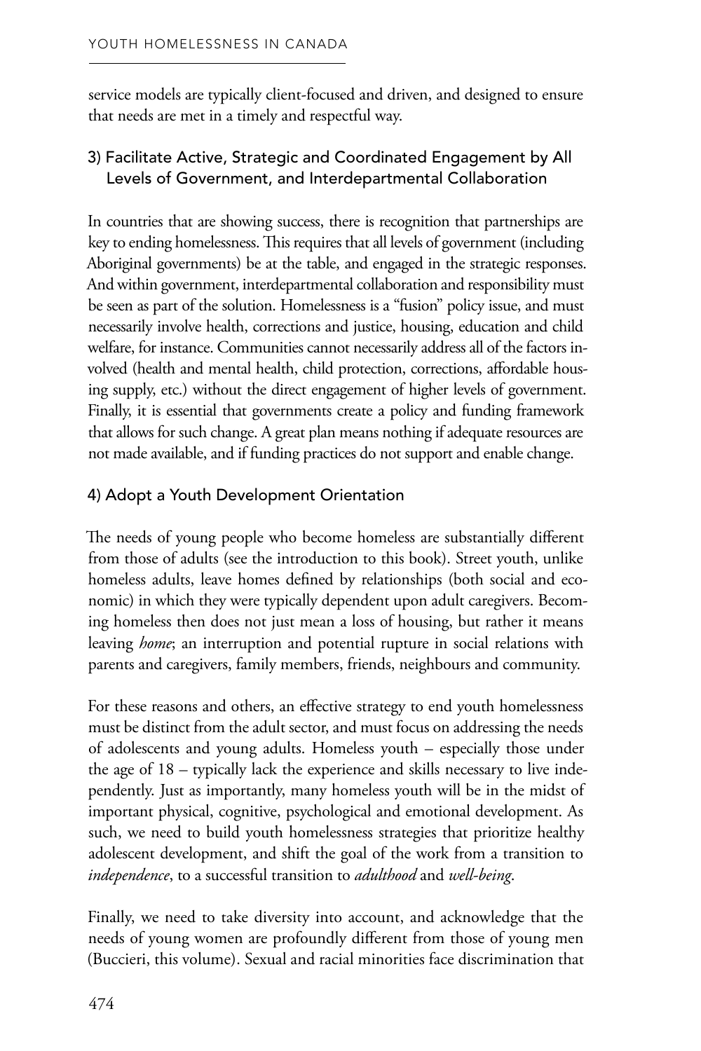service models are typically client-focused and driven, and designed to ensure that needs are met in a timely and respectful way.

### 3) Facilitate Active, Strategic and Coordinated Engagement by All Levels of Government, and Interdepartmental Collaboration

In countries that are showing success, there is recognition that partnerships are key to ending homelessness. This requires that all levels of government (including Aboriginal governments) be at the table, and engaged in the strategic responses. And within government, interdepartmental collaboration and responsibility must be seen as part of the solution. Homelessness is a "fusion" policy issue, and must necessarily involve health, corrections and justice, housing, education and child welfare, for instance. Communities cannot necessarily address all of the factors involved (health and mental health, child protection, corrections, affordable housing supply, etc.) without the direct engagement of higher levels of government. Finally, it is essential that governments create a policy and funding framework that allows for such change. A great plan means nothing if adequate resources are not made available, and if funding practices do not support and enable change.

### 4) Adopt a Youth Development Orientation

The needs of young people who become homeless are substantially different from those of adults (see the introduction to this book). Street youth, unlike homeless adults, leave homes defined by relationships (both social and economic) in which they were typically dependent upon adult caregivers. Becoming homeless then does not just mean a loss of housing, but rather it means leaving *home*; an interruption and potential rupture in social relations with parents and caregivers, family members, friends, neighbours and community.

For these reasons and others, an effective strategy to end youth homelessness must be distinct from the adult sector, and must focus on addressing the needs of adolescents and young adults. Homeless youth – especially those under the age of 18 – typically lack the experience and skills necessary to live independently. Just as importantly, many homeless youth will be in the midst of important physical, cognitive, psychological and emotional development. As such, we need to build youth homelessness strategies that prioritize healthy adolescent development, and shift the goal of the work from a transition to *independence*, to a successful transition to *adulthood* and *well-being*.

Finally, we need to take diversity into account, and acknowledge that the needs of young women are profoundly different from those of young men (Buccieri, this volume). Sexual and racial minorities face discrimination that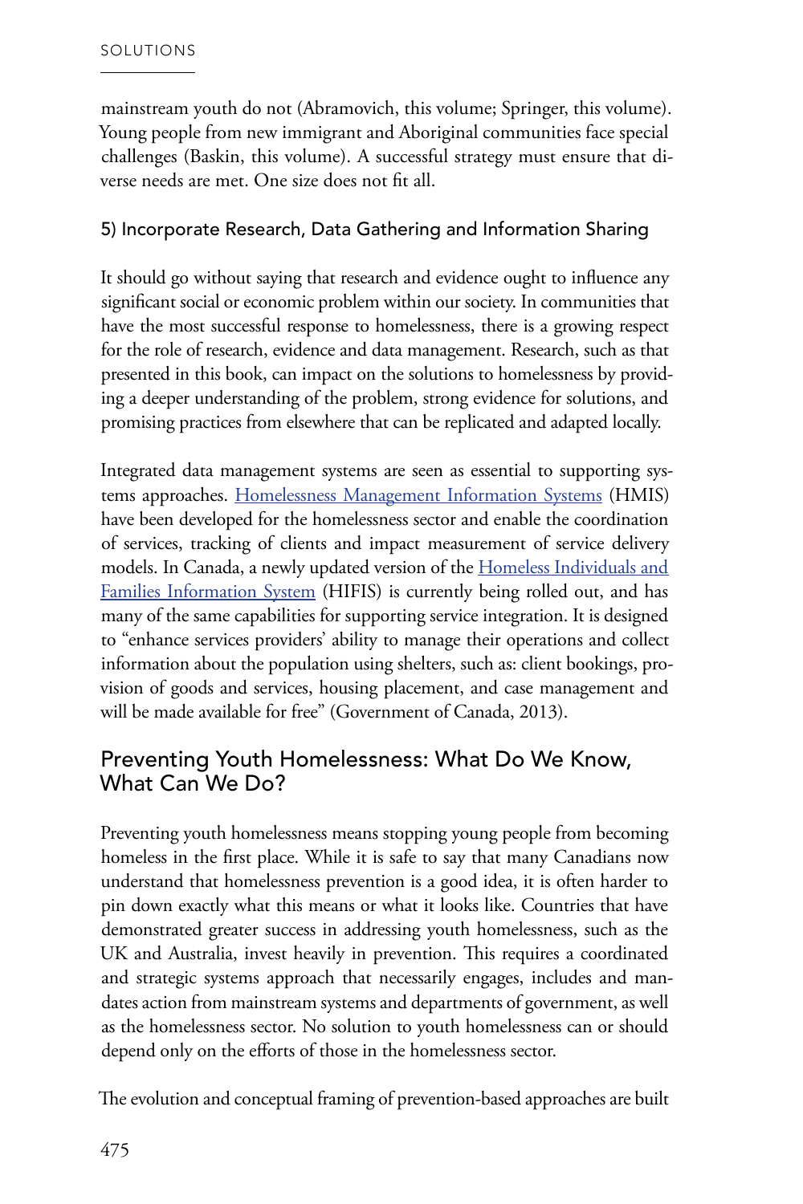mainstream youth do not (Abramovich, this volume; Springer, this volume). Young people from new immigrant and Aboriginal communities face special challenges (Baskin, this volume). A successful strategy must ensure that diverse needs are met. One size does not fit all.

### 5) Incorporate Research, Data Gathering and Information Sharing

It should go without saying that research and evidence ought to influence any significant social or economic problem within our society. In communities that have the most successful response to homelessness, there is a growing respect for the role of research, evidence and data management. Research, such as that presented in this book, can impact on the solutions to homelessness by providing a deeper understanding of the problem, strong evidence for solutions, and promising practices from elsewhere that can be replicated and adapted locally.

Integrated data management systems are seen as essential to supporting systems approaches. Homelessness Management Information Systems (HMIS) have been developed for the homelessness sector and enable the coordination of services, tracking of clients and impact measurement of service delivery models. In Canada, a newly updated version of the Homeless Individuals and Families Information System (HIFIS) is currently being rolled out, and has many of the same capabilities for supporting service integration. It is designed to "enhance services providers' ability to manage their operations and collect information about the population using shelters, such as: client bookings, provision of goods and services, housing placement, and case management and will be made available for free" (Government of Canada, 2013).

## Preventing Youth Homelessness: What Do We Know, What Can We Do?

Preventing youth homelessness means stopping young people from becoming homeless in the first place. While it is safe to say that many Canadians now understand that homelessness prevention is a good idea, it is often harder to pin down exactly what this means or what it looks like. Countries that have demonstrated greater success in addressing youth homelessness, such as the UK and Australia, invest heavily in prevention. This requires a coordinated and strategic systems approach that necessarily engages, includes and mandates action from mainstream systems and departments of government, as well as the homelessness sector. No solution to youth homelessness can or should depend only on the efforts of those in the homelessness sector.

The evolution and conceptual framing of prevention-based approaches are built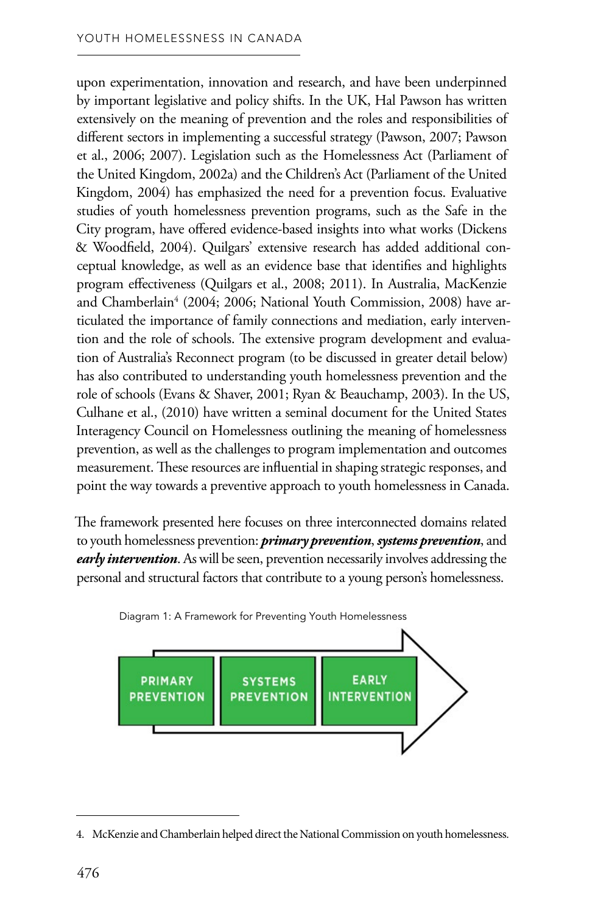upon experimentation, innovation and research, and have been underpinned by important legislative and policy shifts. In the UK, Hal Pawson has written extensively on the meaning of prevention and the roles and responsibilities of different sectors in implementing a successful strategy (Pawson, 2007; Pawson et al., 2006; 2007). Legislation such as the Homelessness Act (Parliament of the United Kingdom, 2002a) and the Children's Act (Parliament of the United Kingdom, 2004) has emphasized the need for a prevention focus. Evaluative studies of youth homelessness prevention programs, such as the Safe in the City program, have offered evidence-based insights into what works (Dickens & Woodfield, 2004). Quilgars' extensive research has added additional conceptual knowledge, as well as an evidence base that identifies and highlights program effectiveness (Quilgars et al., 2008; 2011). In Australia, MacKenzie and Chamberlain[4] (2004; 2006; National Youth Commission, 2008) have articulated the importance of family connections and mediation, early intervention and the role of schools. The extensive program development and evaluation of Australia's Reconnect program (to be discussed in greater detail below) has also contributed to understanding youth homelessness prevention and the role of schools (Evans & Shaver, 2001; Ryan & Beauchamp, 2003). In the US, Culhane et al., (2010) have written a seminal document for the United States Interagency Council on Homelessness outlining the meaning of homelessness prevention, as well as the challenges to program implementation and outcomes measurement. These resources are influential in shaping strategic responses, and point the way towards a preventive approach to youth homelessness in Canada.

The framework presented here focuses on three interconnected domains related to youth homelessness prevention: ***primary prevention***, ***systems prevention***, and ***early intervention***. As will be seen, prevention necessarily involves addressing the personal and structural factors that contribute to a young person's homelessness.

Diagram 1: A Framework for Preventing Youth Homelessness

PRIMARY PREVENTION → SYSTEMS PREVENTION → EARLY INTERVENTION

4. McKenzie and Chamberlain helped direct the National Commission on youth homelessness.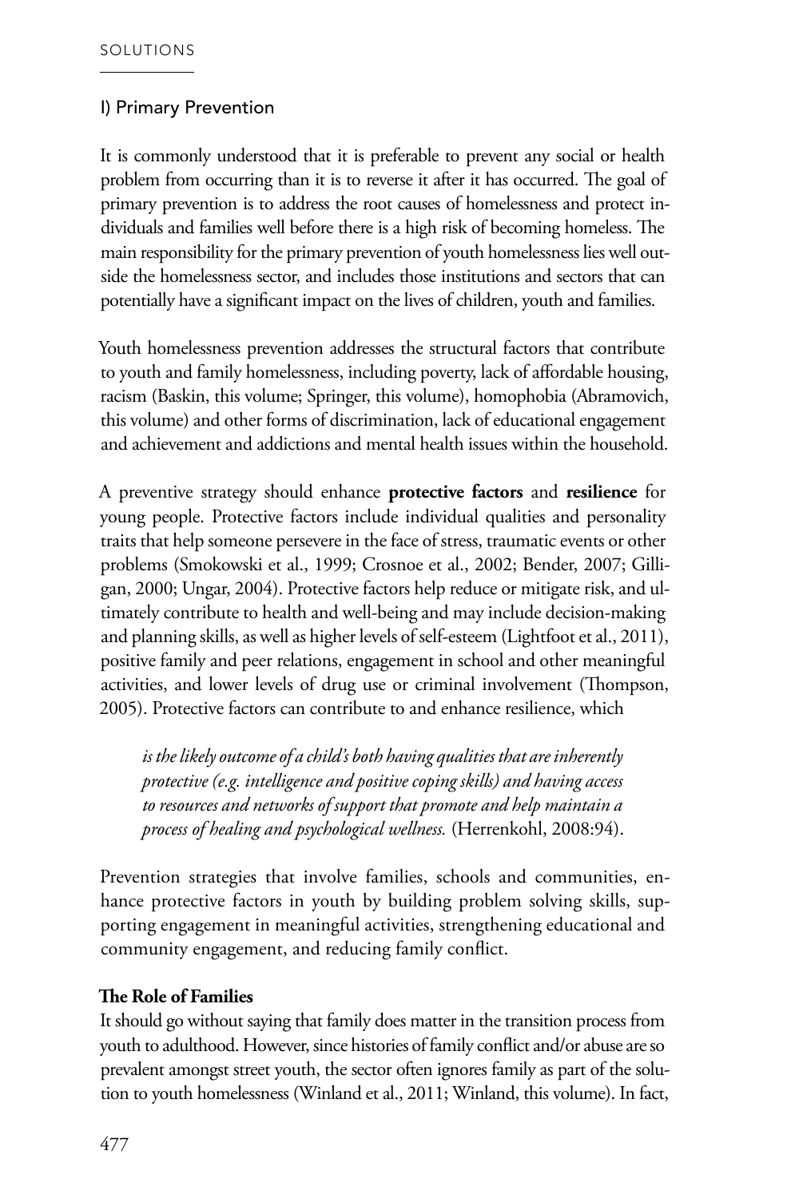## I) Primary Prevention

It is commonly understood that it is preferable to prevent any social or health problem from occurring than it is to reverse it after it has occurred. The goal of primary prevention is to address the root causes of homelessness and protect individuals and families well before there is a high risk of becoming homeless. The main responsibility for the primary prevention of youth homelessness lies well outside the homelessness sector, and includes those institutions and sectors that can potentially have a significant impact on the lives of children, youth and families.

Youth homelessness prevention addresses the structural factors that contribute to youth and family homelessness, including poverty, lack of affordable housing, racism (Baskin, this volume; Springer, this volume), homophobia (Abramovich, this volume) and other forms of discrimination, lack of educational engagement and achievement and addictions and mental health issues within the household.

A preventive strategy should enhance **protective factors** and **resilience** for young people. Protective factors include individual qualities and personality traits that help someone persevere in the face of stress, traumatic events or other problems (Smokowski et al., 1999; Crosnoe et al., 2002; Bender, 2007; Gilligan, 2000; Ungar, 2004). Protective factors help reduce or mitigate risk, and ultimately contribute to health and well-being and may include decision-making and planning skills, as well as higher levels of self-esteem (Lightfoot et al., 2011), positive family and peer relations, engagement in school and other meaningful activities, and lower levels of drug use or criminal involvement (Thompson, 2005). Protective factors can contribute to and enhance resilience, which

> *is the likely outcome of a child's both having qualities that are inherently protective (e.g. intelligence and positive coping skills) and having access to resources and networks of support that promote and help maintain a process of healing and psychological wellness.* (Herrenkohl, 2008:94).

Prevention strategies that involve families, schools and communities, enhance protective factors in youth by building problem solving skills, supporting engagement in meaningful activities, strengthening educational and community engagement, and reducing family conflict.

**The Role of Families**

It should go without saying that family does matter in the transition process from youth to adulthood. However, since histories of family conflict and/or abuse are so prevalent amongst street youth, the sector often ignores family as part of the solution to youth homelessness (Winland et al., 2011; Winland, this volume). In fact,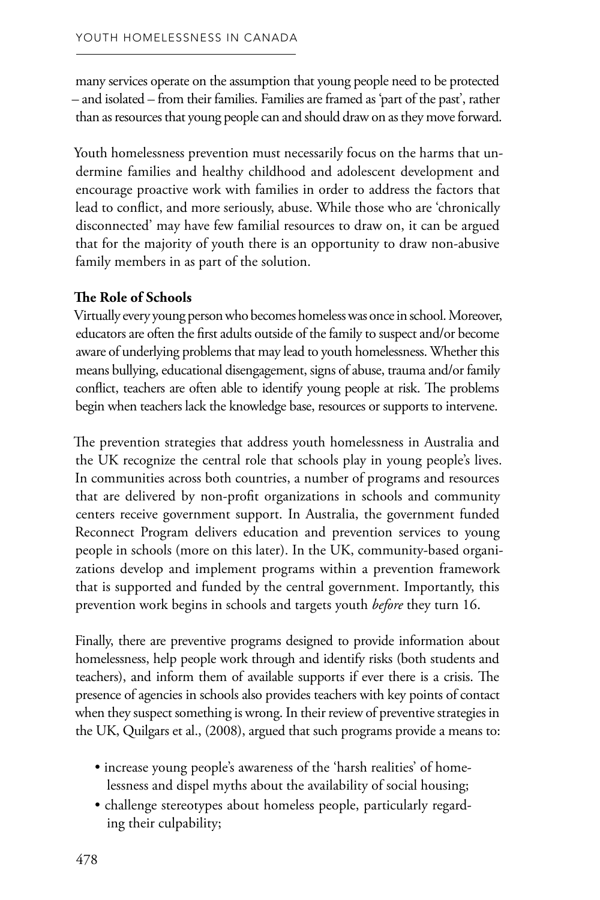many services operate on the assumption that young people need to be protected – and isolated – from their families. Families are framed as 'part of the past', rather than as resources that young people can and should draw on as they move forward.

Youth homelessness prevention must necessarily focus on the harms that undermine families and healthy childhood and adolescent development and encourage proactive work with families in order to address the factors that lead to conflict, and more seriously, abuse. While those who are 'chronically disconnected' may have few familial resources to draw on, it can be argued that for the majority of youth there is an opportunity to draw non-abusive family members in as part of the solution.

**The Role of Schools**

Virtually every young person who becomes homeless was once in school. Moreover, educators are often the first adults outside of the family to suspect and/or become aware of underlying problems that may lead to youth homelessness. Whether this means bullying, educational disengagement, signs of abuse, trauma and/or family conflict, teachers are often able to identify young people at risk. The problems begin when teachers lack the knowledge base, resources or supports to intervene.

The prevention strategies that address youth homelessness in Australia and the UK recognize the central role that schools play in young people's lives. In communities across both countries, a number of programs and resources that are delivered by non-profit organizations in schools and community centers receive government support. In Australia, the government funded Reconnect Program delivers education and prevention services to young people in schools (more on this later). In the UK, community-based organizations develop and implement programs within a prevention framework that is supported and funded by the central government. Importantly, this prevention work begins in schools and targets youth *before* they turn 16.

Finally, there are preventive programs designed to provide information about homelessness, help people work through and identify risks (both students and teachers), and inform them of available supports if ever there is a crisis. The presence of agencies in schools also provides teachers with key points of contact when they suspect something is wrong. In their review of preventive strategies in the UK, Quilgars et al., (2008), argued that such programs provide a means to:

- increase young people's awareness of the 'harsh realities' of homelessness and dispel myths about the availability of social housing;
- challenge stereotypes about homeless people, particularly regarding their culpability;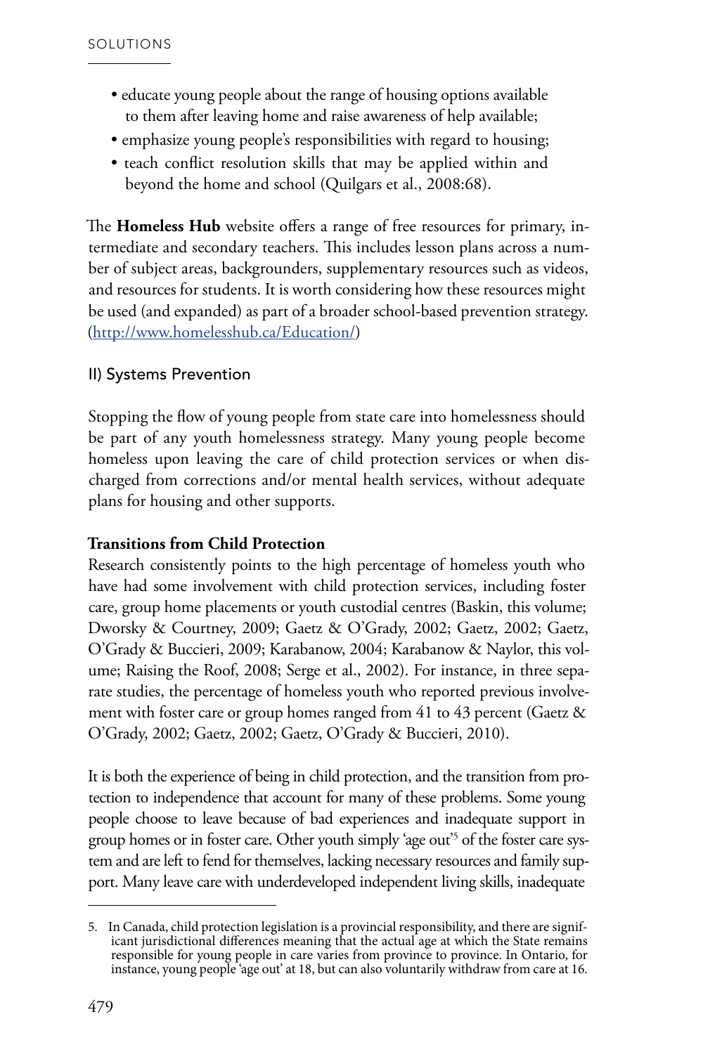- educate young people about the range of housing options available to them after leaving home and raise awareness of help available;
- emphasize young people's responsibilities with regard to housing;
- teach conflict resolution skills that may be applied within and beyond the home and school (Quilgars et al., 2008:68).

The **Homeless Hub** website offers a range of free resources for primary, intermediate and secondary teachers. This includes lesson plans across a number of subject areas, backgrounders, supplementary resources such as videos, and resources for students. It is worth considering how these resources might be used (and expanded) as part of a broader school-based prevention strategy. (http://www.homelesshub.ca/Education/)

### II) Systems Prevention

Stopping the flow of young people from state care into homelessness should be part of any youth homelessness strategy. Many young people become homeless upon leaving the care of child protection services or when discharged from corrections and/or mental health services, without adequate plans for housing and other supports.

**Transitions from Child Protection**

Research consistently points to the high percentage of homeless youth who have had some involvement with child protection services, including foster care, group home placements or youth custodial centres (Baskin, this volume; Dworsky & Courtney, 2009; Gaetz & O'Grady, 2002; Gaetz, 2002; Gaetz, O'Grady & Buccieri, 2009; Karabanow, 2004; Karabanow & Naylor, this volume; Raising the Roof, 2008; Serge et al., 2002). For instance, in three separate studies, the percentage of homeless youth who reported previous involvement with foster care or group homes ranged from 41 to 43 percent (Gaetz & O'Grady, 2002; Gaetz, 2002; Gaetz, O'Grady & Buccieri, 2010).

It is both the experience of being in child protection, and the transition from protection to independence that account for many of these problems. Some young people choose to leave because of bad experiences and inadequate support in group homes or in foster care. Other youth simply 'age out'[5] of the foster care system and are left to fend for themselves, lacking necessary resources and family support. Many leave care with underdeveloped independent living skills, inadequate

5. In Canada, child protection legislation is a provincial responsibility, and there are significant jurisdictional differences meaning that the actual age at which the State remains responsible for young people in care varies from province to province. In Ontario, for instance, young people 'age out' at 18, but can also voluntarily withdraw from care at 16.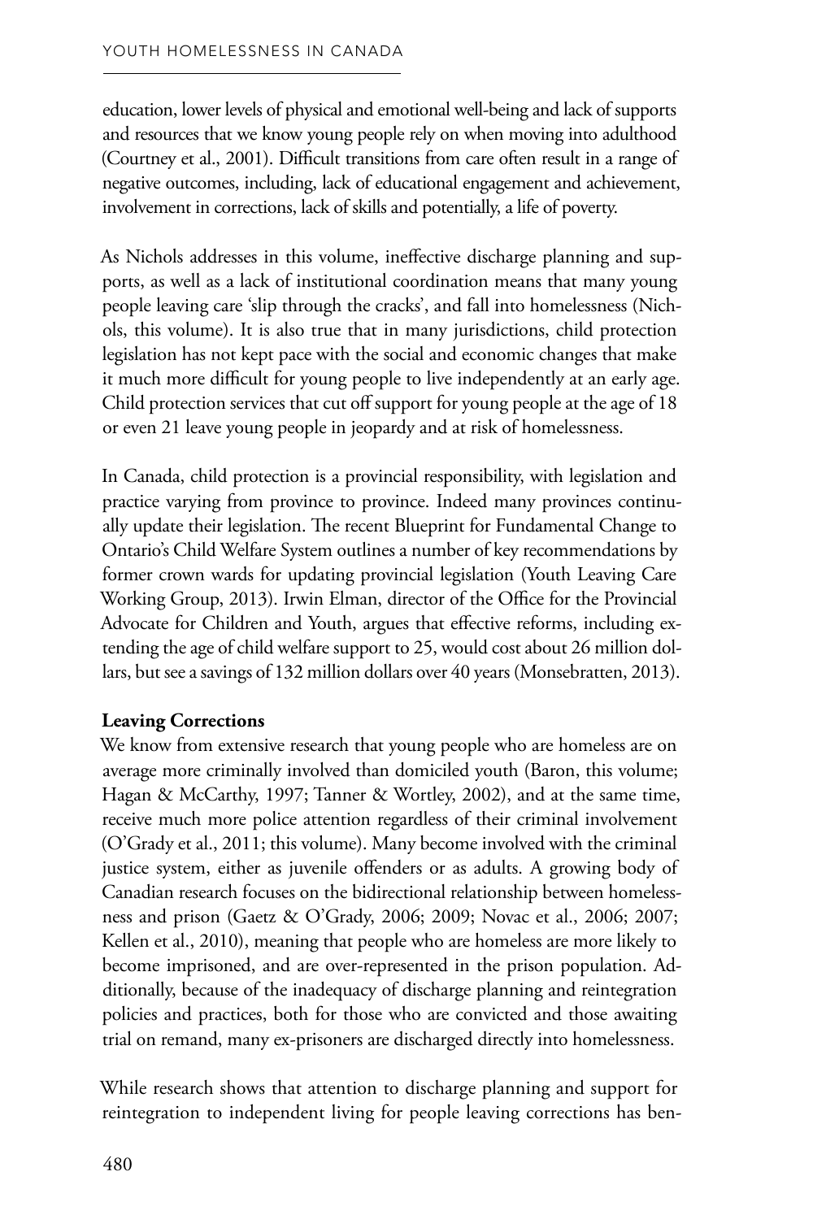education, lower levels of physical and emotional well-being and lack of supports and resources that we know young people rely on when moving into adulthood (Courtney et al., 2001). Difficult transitions from care often result in a range of negative outcomes, including, lack of educational engagement and achievement, involvement in corrections, lack of skills and potentially, a life of poverty.

As Nichols addresses in this volume, ineffective discharge planning and supports, as well as a lack of institutional coordination means that many young people leaving care 'slip through the cracks', and fall into homelessness (Nichols, this volume). It is also true that in many jurisdictions, child protection legislation has not kept pace with the social and economic changes that make it much more difficult for young people to live independently at an early age. Child protection services that cut off support for young people at the age of 18 or even 21 leave young people in jeopardy and at risk of homelessness.

In Canada, child protection is a provincial responsibility, with legislation and practice varying from province to province. Indeed many provinces continually update their legislation. The recent Blueprint for Fundamental Change to Ontario's Child Welfare System outlines a number of key recommendations by former crown wards for updating provincial legislation (Youth Leaving Care Working Group, 2013). Irwin Elman, director of the Office for the Provincial Advocate for Children and Youth, argues that effective reforms, including extending the age of child welfare support to 25, would cost about 26 million dollars, but see a savings of 132 million dollars over 40 years (Monsebratten, 2013).

**Leaving Corrections**

We know from extensive research that young people who are homeless are on average more criminally involved than domiciled youth (Baron, this volume; Hagan & McCarthy, 1997; Tanner & Wortley, 2002), and at the same time, receive much more police attention regardless of their criminal involvement (O'Grady et al., 2011; this volume). Many become involved with the criminal justice system, either as juvenile offenders or as adults. A growing body of Canadian research focuses on the bidirectional relationship between homelessness and prison (Gaetz & O'Grady, 2006; 2009; Novac et al., 2006; 2007; Kellen et al., 2010), meaning that people who are homeless are more likely to become imprisoned, and are over-represented in the prison population. Additionally, because of the inadequacy of discharge planning and reintegration policies and practices, both for those who are convicted and those awaiting trial on remand, many ex-prisoners are discharged directly into homelessness.

While research shows that attention to discharge planning and support for reintegration to independent living for people leaving corrections has ben-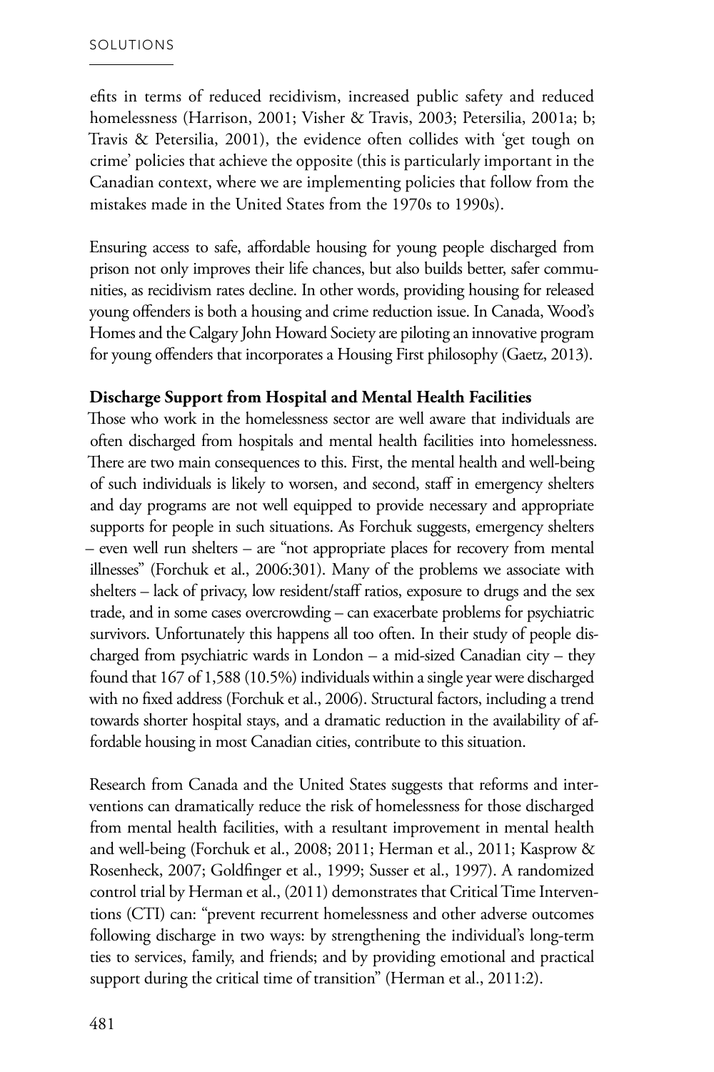efits in terms of reduced recidivism, increased public safety and reduced homelessness (Harrison, 2001; Visher & Travis, 2003; Petersilia, 2001a; b; Travis & Petersilia, 2001), the evidence often collides with 'get tough on crime' policies that achieve the opposite (this is particularly important in the Canadian context, where we are implementing policies that follow from the mistakes made in the United States from the 1970s to 1990s).

Ensuring access to safe, affordable housing for young people discharged from prison not only improves their life chances, but also builds better, safer communities, as recidivism rates decline. In other words, providing housing for released young offenders is both a housing and crime reduction issue. In Canada, Wood's Homes and the Calgary John Howard Society are piloting an innovative program for young offenders that incorporates a Housing First philosophy (Gaetz, 2013).

**Discharge Support from Hospital and Mental Health Facilities**

Those who work in the homelessness sector are well aware that individuals are often discharged from hospitals and mental health facilities into homelessness. There are two main consequences to this. First, the mental health and well-being of such individuals is likely to worsen, and second, staff in emergency shelters and day programs are not well equipped to provide necessary and appropriate supports for people in such situations. As Forchuk suggests, emergency shelters – even well run shelters – are "not appropriate places for recovery from mental illnesses" (Forchuk et al., 2006:301). Many of the problems we associate with shelters – lack of privacy, low resident/staff ratios, exposure to drugs and the sex trade, and in some cases overcrowding – can exacerbate problems for psychiatric survivors. Unfortunately this happens all too often. In their study of people discharged from psychiatric wards in London – a mid-sized Canadian city – they found that 167 of 1,588 (10.5%) individuals within a single year were discharged with no fixed address (Forchuk et al., 2006). Structural factors, including a trend towards shorter hospital stays, and a dramatic reduction in the availability of affordable housing in most Canadian cities, contribute to this situation.

Research from Canada and the United States suggests that reforms and interventions can dramatically reduce the risk of homelessness for those discharged from mental health facilities, with a resultant improvement in mental health and well-being (Forchuk et al., 2008; 2011; Herman et al., 2011; Kasprow & Rosenheck, 2007; Goldfinger et al., 1999; Susser et al., 1997). A randomized control trial by Herman et al., (2011) demonstrates that Critical Time Interventions (CTI) can: "prevent recurrent homelessness and other adverse outcomes following discharge in two ways: by strengthening the individual's long-term ties to services, family, and friends; and by providing emotional and practical support during the critical time of transition" (Herman et al., 2011:2).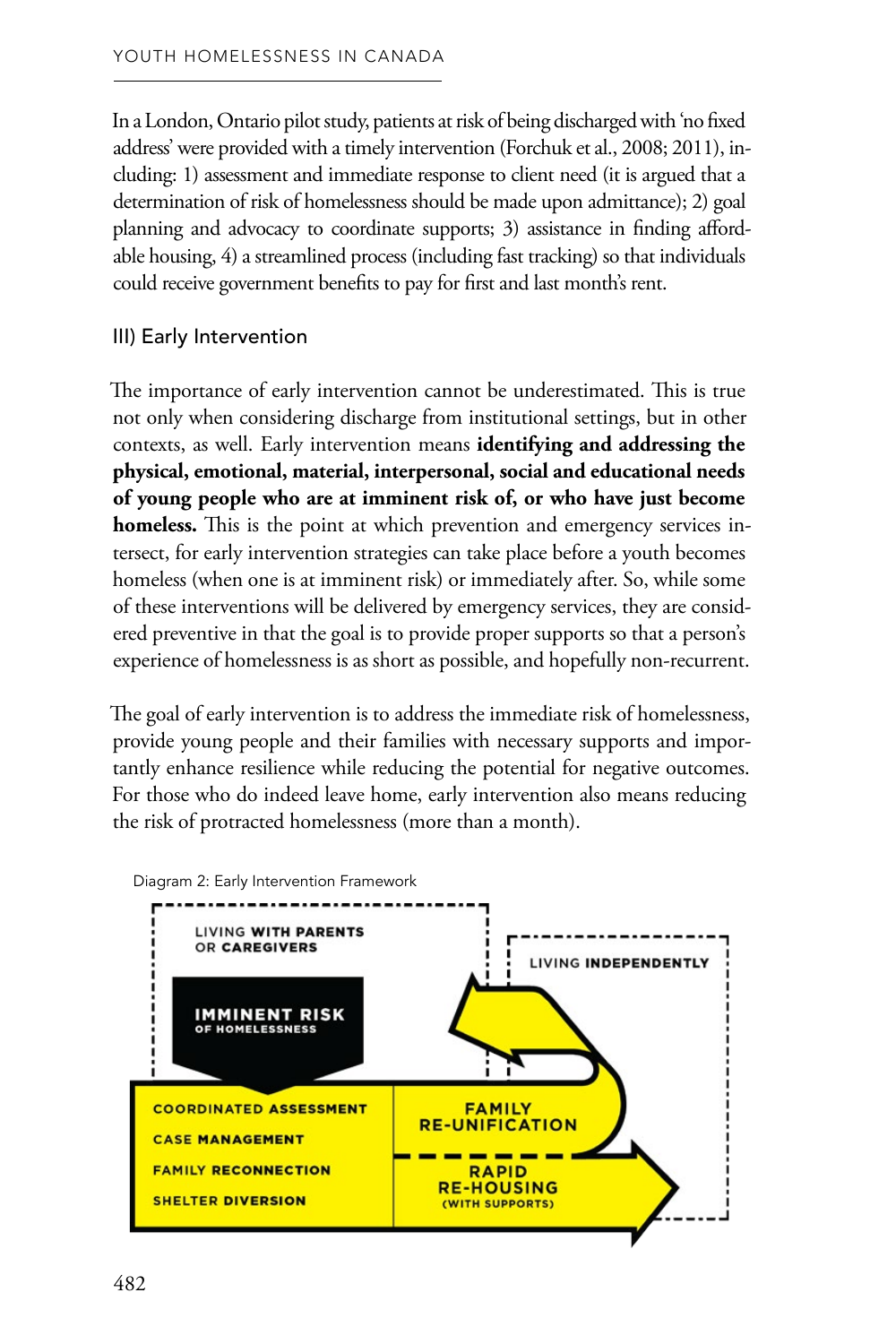In a London, Ontario pilot study, patients at risk of being discharged with 'no fixed address' were provided with a timely intervention (Forchuk et al., 2008; 2011), including: 1) assessment and immediate response to client need (it is argued that a determination of risk of homelessness should be made upon admittance); 2) goal planning and advocacy to coordinate supports; 3) assistance in finding affordable housing, 4) a streamlined process (including fast tracking) so that individuals could receive government benefits to pay for first and last month's rent.

### III) Early Intervention

The importance of early intervention cannot be underestimated. This is true not only when considering discharge from institutional settings, but in other contexts, as well. Early intervention means **identifying and addressing the physical, emotional, material, interpersonal, social and educational needs of young people who are at imminent risk of, or who have just become homeless.** This is the point at which prevention and emergency services intersect, for early intervention strategies can take place before a youth becomes homeless (when one is at imminent risk) or immediately after. So, while some of these interventions will be delivered by emergency services, they are considered preventive in that the goal is to provide proper supports so that a person's experience of homelessness is as short as possible, and hopefully non-recurrent.

The goal of early intervention is to address the immediate risk of homelessness, provide young people and their families with necessary supports and importantly enhance resilience while reducing the potential for negative outcomes. For those who do indeed leave home, early intervention also means reducing the risk of protracted homelessness (more than a month).

Diagram 2: Early Intervention Framework

LIVING WITH PARENTS OR CAREGIVERS

IMMINENT RISK OF HOMELESSNESS

LIVING INDEPENDENTLY

COORDINATED ASSESSMENT
CASE MANAGEMENT
FAMILY RECONNECTION
SHELTER DIVERSION

FAMILY RE-UNIFICATION

RAPID RE-HOUSING (WITH SUPPORTS)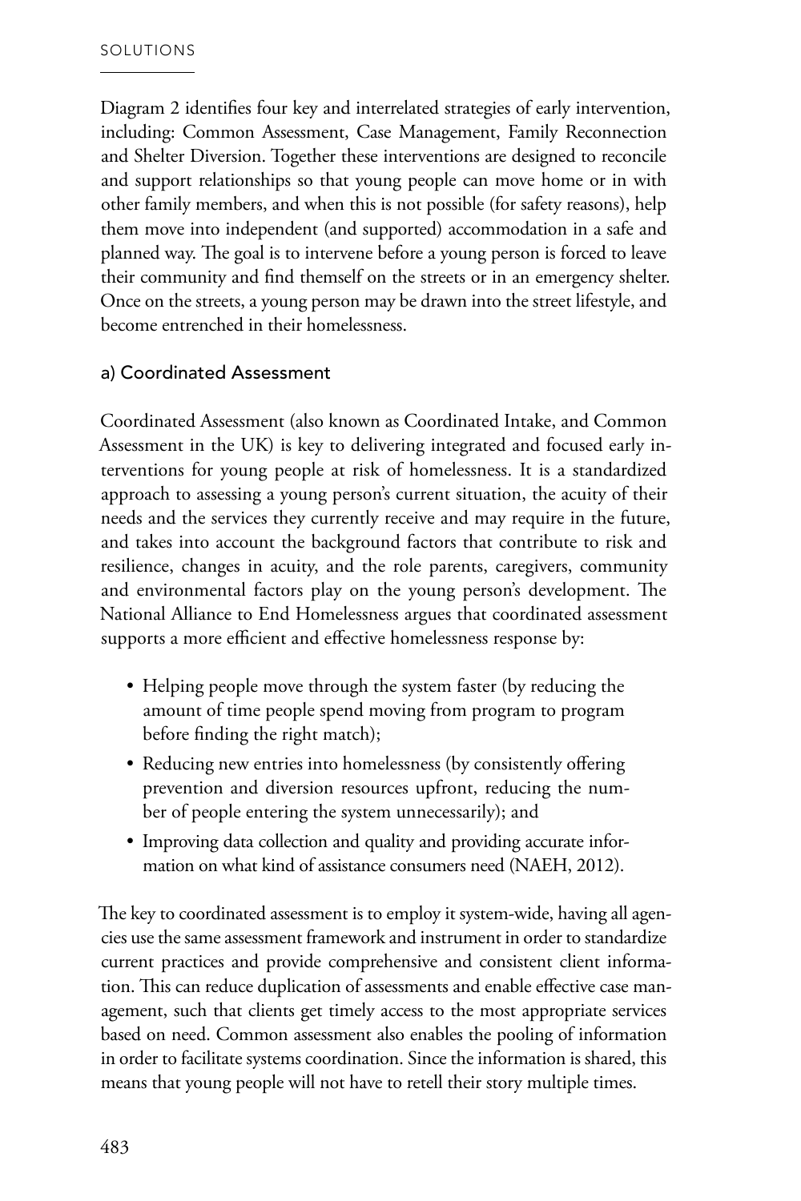Diagram 2 identifies four key and interrelated strategies of early intervention, including: Common Assessment, Case Management, Family Reconnection and Shelter Diversion. Together these interventions are designed to reconcile and support relationships so that young people can move home or in with other family members, and when this is not possible (for safety reasons), help them move into independent (and supported) accommodation in a safe and planned way. The goal is to intervene before a young person is forced to leave their community and find themself on the streets or in an emergency shelter. Once on the streets, a young person may be drawn into the street lifestyle, and become entrenched in their homelessness.

### a) Coordinated Assessment

Coordinated Assessment (also known as Coordinated Intake, and Common Assessment in the UK) is key to delivering integrated and focused early interventions for young people at risk of homelessness. It is a standardized approach to assessing a young person's current situation, the acuity of their needs and the services they currently receive and may require in the future, and takes into account the background factors that contribute to risk and resilience, changes in acuity, and the role parents, caregivers, community and environmental factors play on the young person's development. The National Alliance to End Homelessness argues that coordinated assessment supports a more efficient and effective homelessness response by:

- Helping people move through the system faster (by reducing the amount of time people spend moving from program to program before finding the right match);
- Reducing new entries into homelessness (by consistently offering prevention and diversion resources upfront, reducing the number of people entering the system unnecessarily); and
- Improving data collection and quality and providing accurate information on what kind of assistance consumers need (NAEH, 2012).

The key to coordinated assessment is to employ it system-wide, having all agencies use the same assessment framework and instrument in order to standardize current practices and provide comprehensive and consistent client information. This can reduce duplication of assessments and enable effective case management, such that clients get timely access to the most appropriate services based on need. Common assessment also enables the pooling of information in order to facilitate systems coordination. Since the information is shared, this means that young people will not have to retell their story multiple times.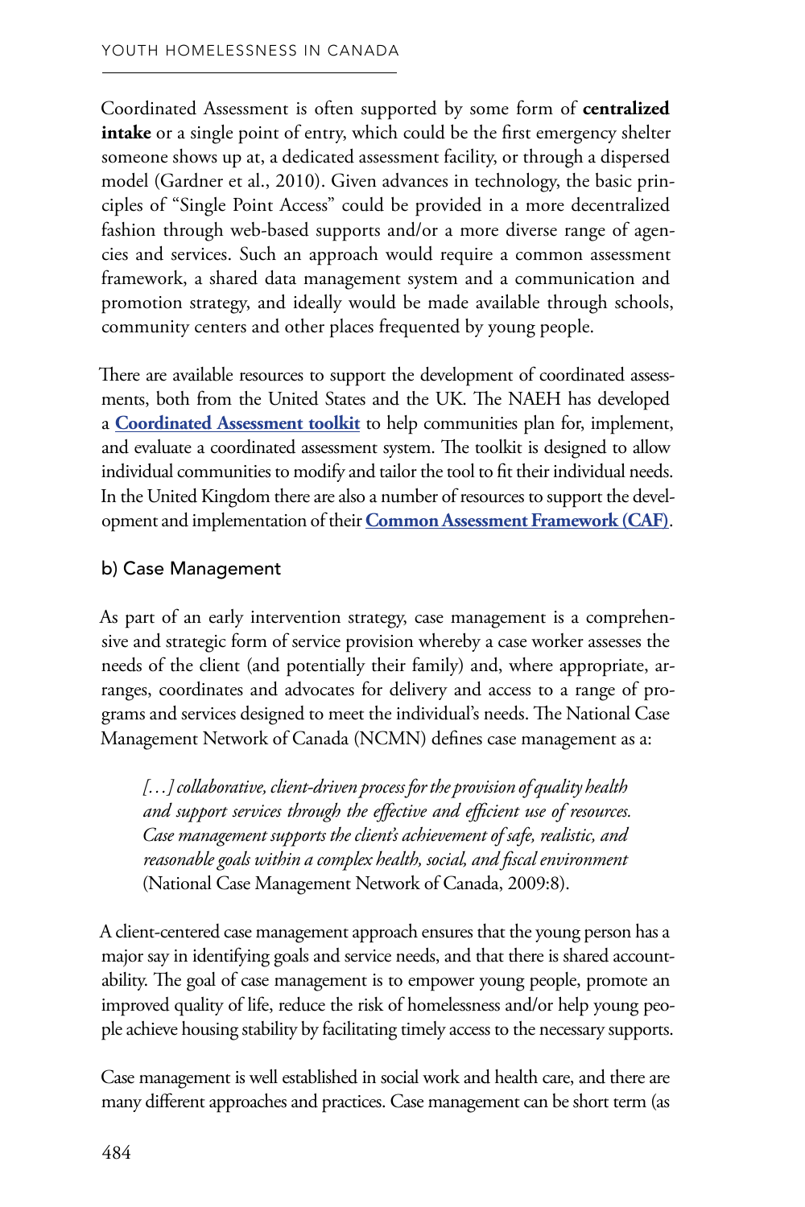Coordinated Assessment is often supported by some form of **centralized intake** or a single point of entry, which could be the first emergency shelter someone shows up at, a dedicated assessment facility, or through a dispersed model (Gardner et al., 2010). Given advances in technology, the basic principles of "Single Point Access" could be provided in a more decentralized fashion through web-based supports and/or a more diverse range of agencies and services. Such an approach would require a common assessment framework, a shared data management system and a communication and promotion strategy, and ideally would be made available through schools, community centers and other places frequented by young people.

There are available resources to support the development of coordinated assessments, both from the United States and the UK. The NAEH has developed a **Coordinated Assessment toolkit** to help communities plan for, implement, and evaluate a coordinated assessment system. The toolkit is designed to allow individual communities to modify and tailor the tool to fit their individual needs. In the United Kingdom there are also a number of resources to support the development and implementation of their **Common Assessment Framework (CAF)**.

### b) Case Management

As part of an early intervention strategy, case management is a comprehensive and strategic form of service provision whereby a case worker assesses the needs of the client (and potentially their family) and, where appropriate, arranges, coordinates and advocates for delivery and access to a range of programs and services designed to meet the individual's needs. The National Case Management Network of Canada (NCMN) defines case management as a:

> *[…] collaborative, client-driven process for the provision of quality health and support services through the effective and efficient use of resources. Case management supports the client's achievement of safe, realistic, and reasonable goals within a complex health, social, and fiscal environment* (National Case Management Network of Canada, 2009:8).

A client-centered case management approach ensures that the young person has a major say in identifying goals and service needs, and that there is shared accountability. The goal of case management is to empower young people, promote an improved quality of life, reduce the risk of homelessness and/or help young people achieve housing stability by facilitating timely access to the necessary supports.

Case management is well established in social work and health care, and there are many different approaches and practices. Case management can be short term (as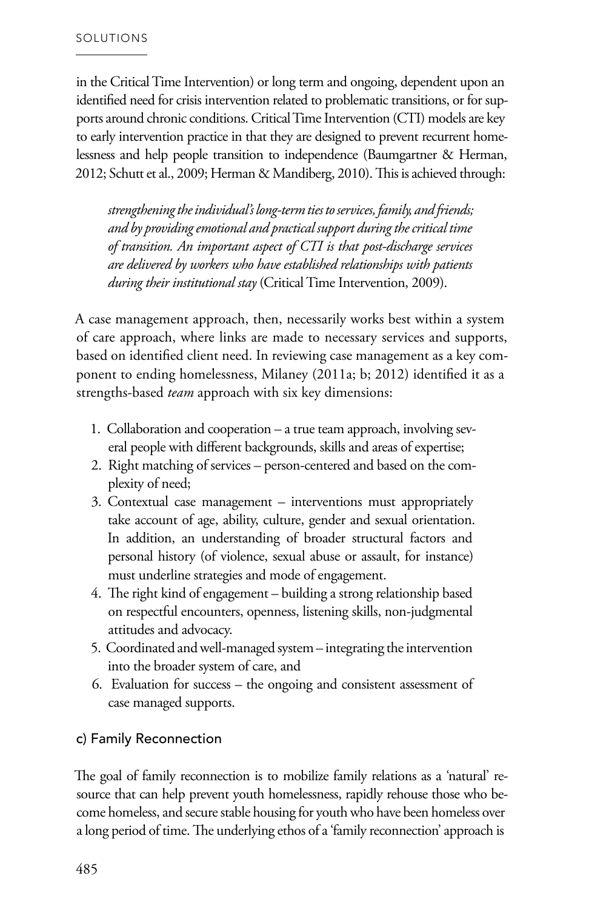in the Critical Time Intervention) or long term and ongoing, dependent upon an identified need for crisis intervention related to problematic transitions, or for supports around chronic conditions. Critical Time Intervention (CTI) models are key to early intervention practice in that they are designed to prevent recurrent homelessness and help people transition to independence (Baumgartner & Herman, 2012; Schutt et al., 2009; Herman & Mandiberg, 2010). This is achieved through:

> *strengthening the individual's long-term ties to services, family, and friends; and by providing emotional and practical support during the critical time of transition. An important aspect of CTI is that post-discharge services are delivered by workers who have established relationships with patients during their institutional stay* (Critical Time Intervention, 2009).

A case management approach, then, necessarily works best within a system of care approach, where links are made to necessary services and supports, based on identified client need. In reviewing case management as a key component to ending homelessness, Milaney (2011a; b; 2012) identified it as a strengths-based *team* approach with six key dimensions:

1. Collaboration and cooperation – a true team approach, involving several people with different backgrounds, skills and areas of expertise;
2. Right matching of services – person-centered and based on the complexity of need;
3. Contextual case management – interventions must appropriately take account of age, ability, culture, gender and sexual orientation. In addition, an understanding of broader structural factors and personal history (of violence, sexual abuse or assault, for instance) must underline strategies and mode of engagement.
4. The right kind of engagement – building a strong relationship based on respectful encounters, openness, listening skills, non-judgmental attitudes and advocacy.
5. Coordinated and well-managed system – integrating the intervention into the broader system of care, and
6. Evaluation for success – the ongoing and consistent assessment of case managed supports.

### c) Family Reconnection

The goal of family reconnection is to mobilize family relations as a 'natural' resource that can help prevent youth homelessness, rapidly rehouse those who become homeless, and secure stable housing for youth who have been homeless over a long period of time. The underlying ethos of a 'family reconnection' approach is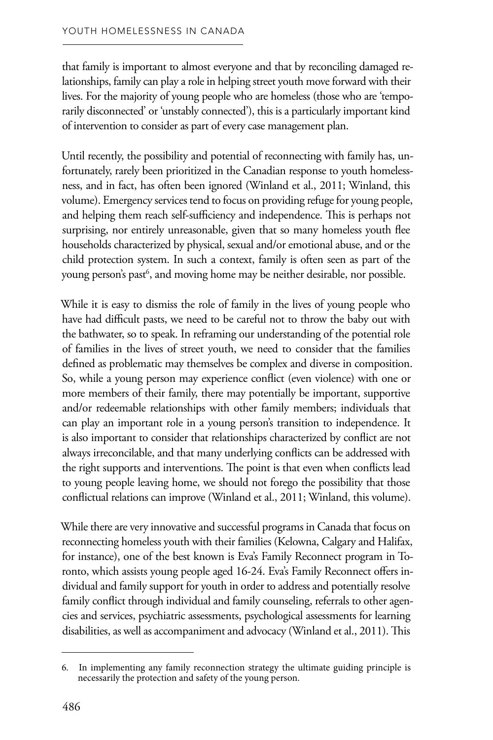that family is important to almost everyone and that by reconciling damaged relationships, family can play a role in helping street youth move forward with their lives. For the majority of young people who are homeless (those who are 'temporarily disconnected' or 'unstably connected'), this is a particularly important kind of intervention to consider as part of every case management plan.

Until recently, the possibility and potential of reconnecting with family has, unfortunately, rarely been prioritized in the Canadian response to youth homelessness, and in fact, has often been ignored (Winland et al., 2011; Winland, this volume). Emergency services tend to focus on providing refuge for young people, and helping them reach self-sufficiency and independence. This is perhaps not surprising, nor entirely unreasonable, given that so many homeless youth flee households characterized by physical, sexual and/or emotional abuse, and or the child protection system. In such a context, family is often seen as part of the young person's past[6], and moving home may be neither desirable, nor possible.

While it is easy to dismiss the role of family in the lives of young people who have had difficult pasts, we need to be careful not to throw the baby out with the bathwater, so to speak. In reframing our understanding of the potential role of families in the lives of street youth, we need to consider that the families defined as problematic may themselves be complex and diverse in composition. So, while a young person may experience conflict (even violence) with one or more members of their family, there may potentially be important, supportive and/or redeemable relationships with other family members; individuals that can play an important role in a young person's transition to independence. It is also important to consider that relationships characterized by conflict are not always irreconcilable, and that many underlying conflicts can be addressed with the right supports and interventions. The point is that even when conflicts lead to young people leaving home, we should not forego the possibility that those conflictual relations can improve (Winland et al., 2011; Winland, this volume).

While there are very innovative and successful programs in Canada that focus on reconnecting homeless youth with their families (Kelowna, Calgary and Halifax, for instance), one of the best known is Eva's Family Reconnect program in Toronto, which assists young people aged 16-24. Eva's Family Reconnect offers individual and family support for youth in order to address and potentially resolve family conflict through individual and family counseling, referrals to other agencies and services, psychiatric assessments, psychological assessments for learning disabilities, as well as accompaniment and advocacy (Winland et al., 2011). This

---

6. In implementing any family reconnection strategy the ultimate guiding principle is necessarily the protection and safety of the young person.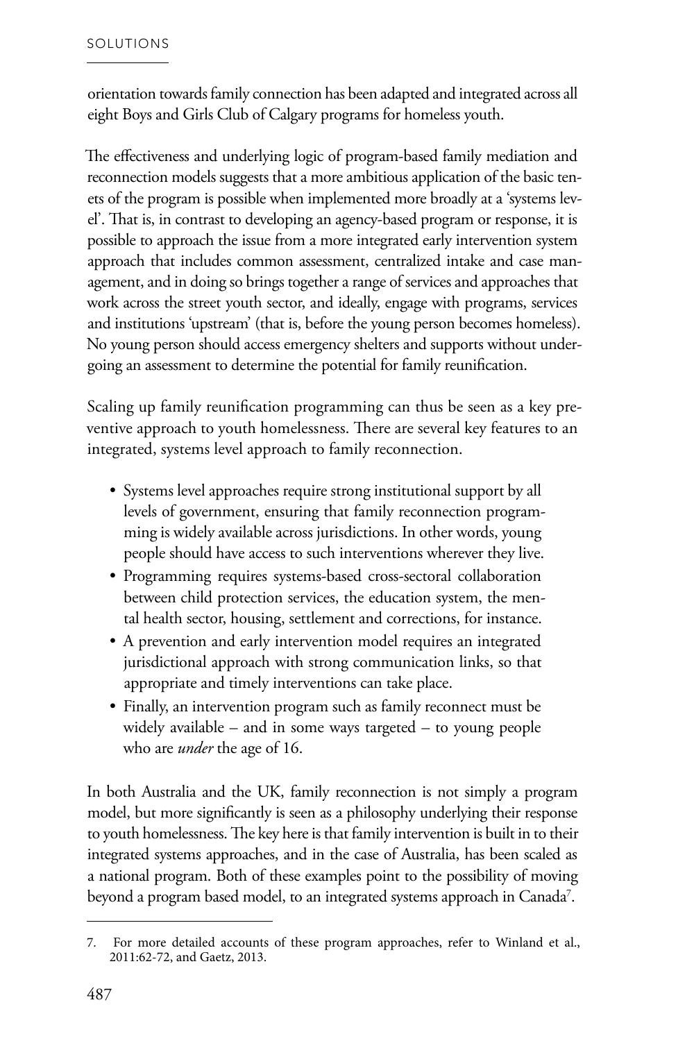orientation towards family connection has been adapted and integrated across all eight Boys and Girls Club of Calgary programs for homeless youth.

The effectiveness and underlying logic of program-based family mediation and reconnection models suggests that a more ambitious application of the basic tenets of the program is possible when implemented more broadly at a 'systems level'. That is, in contrast to developing an agency-based program or response, it is possible to approach the issue from a more integrated early intervention system approach that includes common assessment, centralized intake and case management, and in doing so brings together a range of services and approaches that work across the street youth sector, and ideally, engage with programs, services and institutions 'upstream' (that is, before the young person becomes homeless). No young person should access emergency shelters and supports without undergoing an assessment to determine the potential for family reunification.

Scaling up family reunification programming can thus be seen as a key preventive approach to youth homelessness. There are several key features to an integrated, systems level approach to family reconnection.

- Systems level approaches require strong institutional support by all levels of government, ensuring that family reconnection programming is widely available across jurisdictions. In other words, young people should have access to such interventions wherever they live.
- Programming requires systems-based cross-sectoral collaboration between child protection services, the education system, the mental health sector, housing, settlement and corrections, for instance.
- A prevention and early intervention model requires an integrated jurisdictional approach with strong communication links, so that appropriate and timely interventions can take place.
- Finally, an intervention program such as family reconnect must be widely available – and in some ways targeted – to young people who are *under* the age of 16.

In both Australia and the UK, family reconnection is not simply a program model, but more significantly is seen as a philosophy underlying their response to youth homelessness. The key here is that family intervention is built in to their integrated systems approaches, and in the case of Australia, has been scaled as a national program. Both of these examples point to the possibility of moving beyond a program based model, to an integrated systems approach in Canada[7].

7. For more detailed accounts of these program approaches, refer to Winland et al., 2011:62-72, and Gaetz, 2013.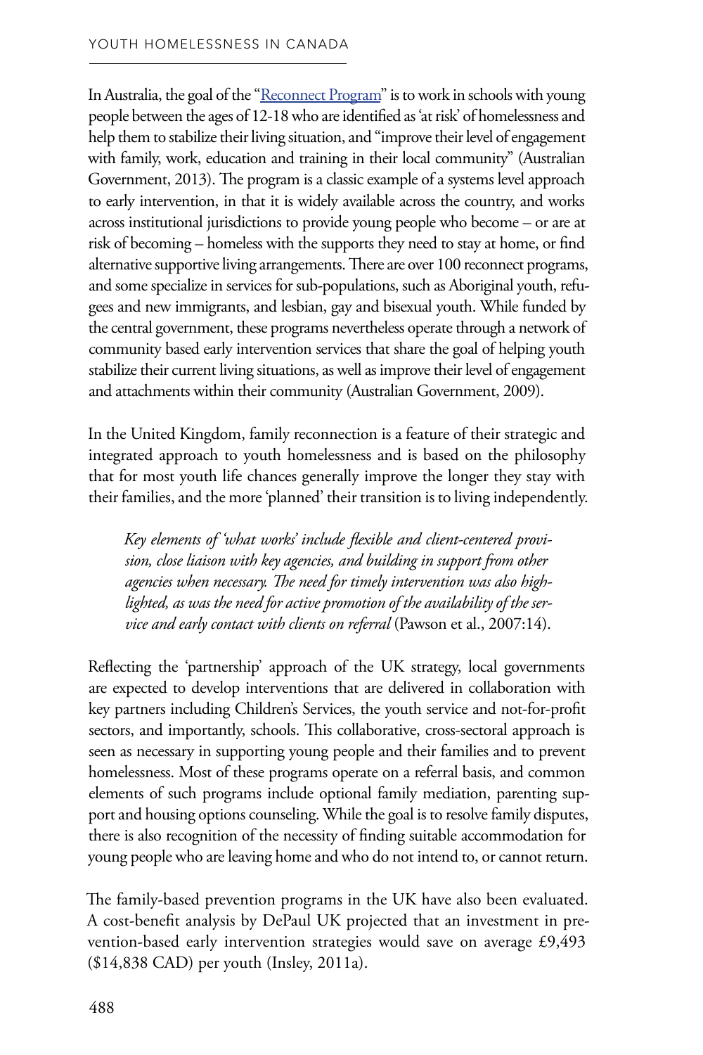In Australia, the goal of the "[Reconnect Program]" is to work in schools with young people between the ages of 12-18 who are identified as 'at risk' of homelessness and help them to stabilize their living situation, and "improve their level of engagement with family, work, education and training in their local community" (Australian Government, 2013). The program is a classic example of a systems level approach to early intervention, in that it is widely available across the country, and works across institutional jurisdictions to provide young people who become – or are at risk of becoming – homeless with the supports they need to stay at home, or find alternative supportive living arrangements. There are over 100 reconnect programs, and some specialize in services for sub-populations, such as Aboriginal youth, refugees and new immigrants, and lesbian, gay and bisexual youth. While funded by the central government, these programs nevertheless operate through a network of community based early intervention services that share the goal of helping youth stabilize their current living situations, as well as improve their level of engagement and attachments within their community (Australian Government, 2009).

In the United Kingdom, family reconnection is a feature of their strategic and integrated approach to youth homelessness and is based on the philosophy that for most youth life chances generally improve the longer they stay with their families, and the more 'planned' their transition is to living independently.

> *Key elements of 'what works' include flexible and client-centered provision, close liaison with key agencies, and building in support from other agencies when necessary. The need for timely intervention was also highlighted, as was the need for active promotion of the availability of the service and early contact with clients on referral* (Pawson et al., 2007:14).

Reflecting the 'partnership' approach of the UK strategy, local governments are expected to develop interventions that are delivered in collaboration with key partners including Children's Services, the youth service and not-for-profit sectors, and importantly, schools. This collaborative, cross-sectoral approach is seen as necessary in supporting young people and their families and to prevent homelessness. Most of these programs operate on a referral basis, and common elements of such programs include optional family mediation, parenting support and housing options counseling. While the goal is to resolve family disputes, there is also recognition of the necessity of finding suitable accommodation for young people who are leaving home and who do not intend to, or cannot return.

The family-based prevention programs in the UK have also been evaluated. A cost-benefit analysis by DePaul UK projected that an investment in prevention-based early intervention strategies would save on average £9,493 ($14,838 CAD) per youth (Insley, 2011a).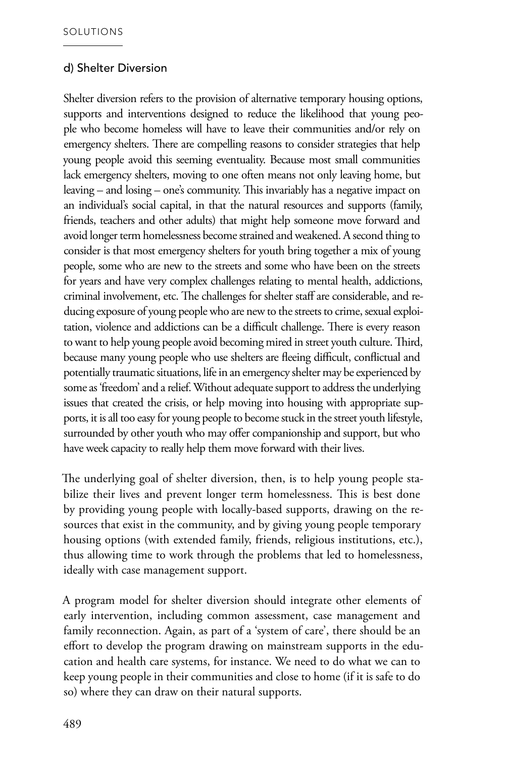### d) Shelter Diversion

Shelter diversion refers to the provision of alternative temporary housing options, supports and interventions designed to reduce the likelihood that young people who become homeless will have to leave their communities and/or rely on emergency shelters. There are compelling reasons to consider strategies that help young people avoid this seeming eventuality. Because most small communities lack emergency shelters, moving to one often means not only leaving home, but leaving – and losing – one's community. This invariably has a negative impact on an individual's social capital, in that the natural resources and supports (family, friends, teachers and other adults) that might help someone move forward and avoid longer term homelessness become strained and weakened. A second thing to consider is that most emergency shelters for youth bring together a mix of young people, some who are new to the streets and some who have been on the streets for years and have very complex challenges relating to mental health, addictions, criminal involvement, etc. The challenges for shelter staff are considerable, and reducing exposure of young people who are new to the streets to crime, sexual exploitation, violence and addictions can be a difficult challenge. There is every reason to want to help young people avoid becoming mired in street youth culture. Third, because many young people who use shelters are fleeing difficult, conflictual and potentially traumatic situations, life in an emergency shelter may be experienced by some as 'freedom' and a relief. Without adequate support to address the underlying issues that created the crisis, or help moving into housing with appropriate supports, it is all too easy for young people to become stuck in the street youth lifestyle, surrounded by other youth who may offer companionship and support, but who have week capacity to really help them move forward with their lives.

The underlying goal of shelter diversion, then, is to help young people stabilize their lives and prevent longer term homelessness. This is best done by providing young people with locally-based supports, drawing on the resources that exist in the community, and by giving young people temporary housing options (with extended family, friends, religious institutions, etc.), thus allowing time to work through the problems that led to homelessness, ideally with case management support.

A program model for shelter diversion should integrate other elements of early intervention, including common assessment, case management and family reconnection. Again, as part of a 'system of care', there should be an effort to develop the program drawing on mainstream supports in the education and health care systems, for instance. We need to do what we can to keep young people in their communities and close to home (if it is safe to do so) where they can draw on their natural supports.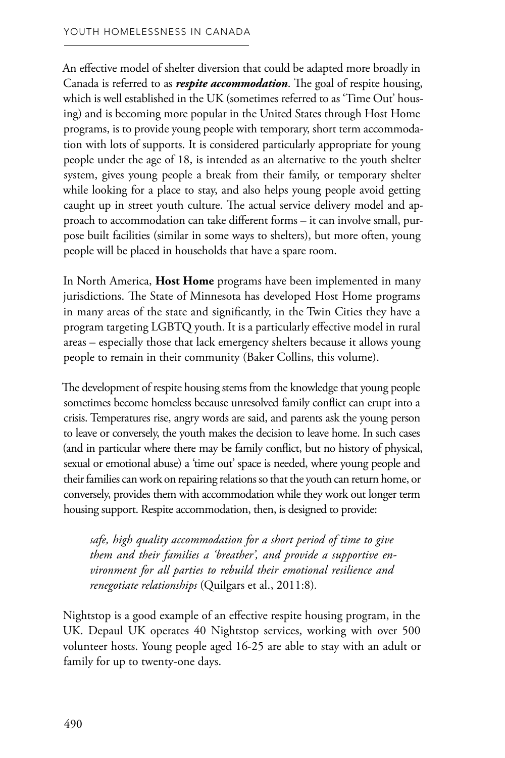An effective model of shelter diversion that could be adapted more broadly in Canada is referred to as ***respite accommodation***. The goal of respite housing, which is well established in the UK (sometimes referred to as 'Time Out' housing) and is becoming more popular in the United States through Host Home programs, is to provide young people with temporary, short term accommodation with lots of supports. It is considered particularly appropriate for young people under the age of 18, is intended as an alternative to the youth shelter system, gives young people a break from their family, or temporary shelter while looking for a place to stay, and also helps young people avoid getting caught up in street youth culture. The actual service delivery model and approach to accommodation can take different forms – it can involve small, purpose built facilities (similar in some ways to shelters), but more often, young people will be placed in households that have a spare room.

In North America, **Host Home** programs have been implemented in many jurisdictions. The State of Minnesota has developed Host Home programs in many areas of the state and significantly, in the Twin Cities they have a program targeting LGBTQ youth. It is a particularly effective model in rural areas – especially those that lack emergency shelters because it allows young people to remain in their community (Baker Collins, this volume).

The development of respite housing stems from the knowledge that young people sometimes become homeless because unresolved family conflict can erupt into a crisis. Temperatures rise, angry words are said, and parents ask the young person to leave or conversely, the youth makes the decision to leave home. In such cases (and in particular where there may be family conflict, but no history of physical, sexual or emotional abuse) a 'time out' space is needed, where young people and their families can work on repairing relations so that the youth can return home, or conversely, provides them with accommodation while they work out longer term housing support. Respite accommodation, then, is designed to provide:

> *safe, high quality accommodation for a short period of time to give them and their families a 'breather', and provide a supportive environment for all parties to rebuild their emotional resilience and renegotiate relationships* (Quilgars et al., 2011:8).

Nightstop is a good example of an effective respite housing program, in the UK. Depaul UK operates 40 Nightstop services, working with over 500 volunteer hosts. Young people aged 16-25 are able to stay with an adult or family for up to twenty-one days.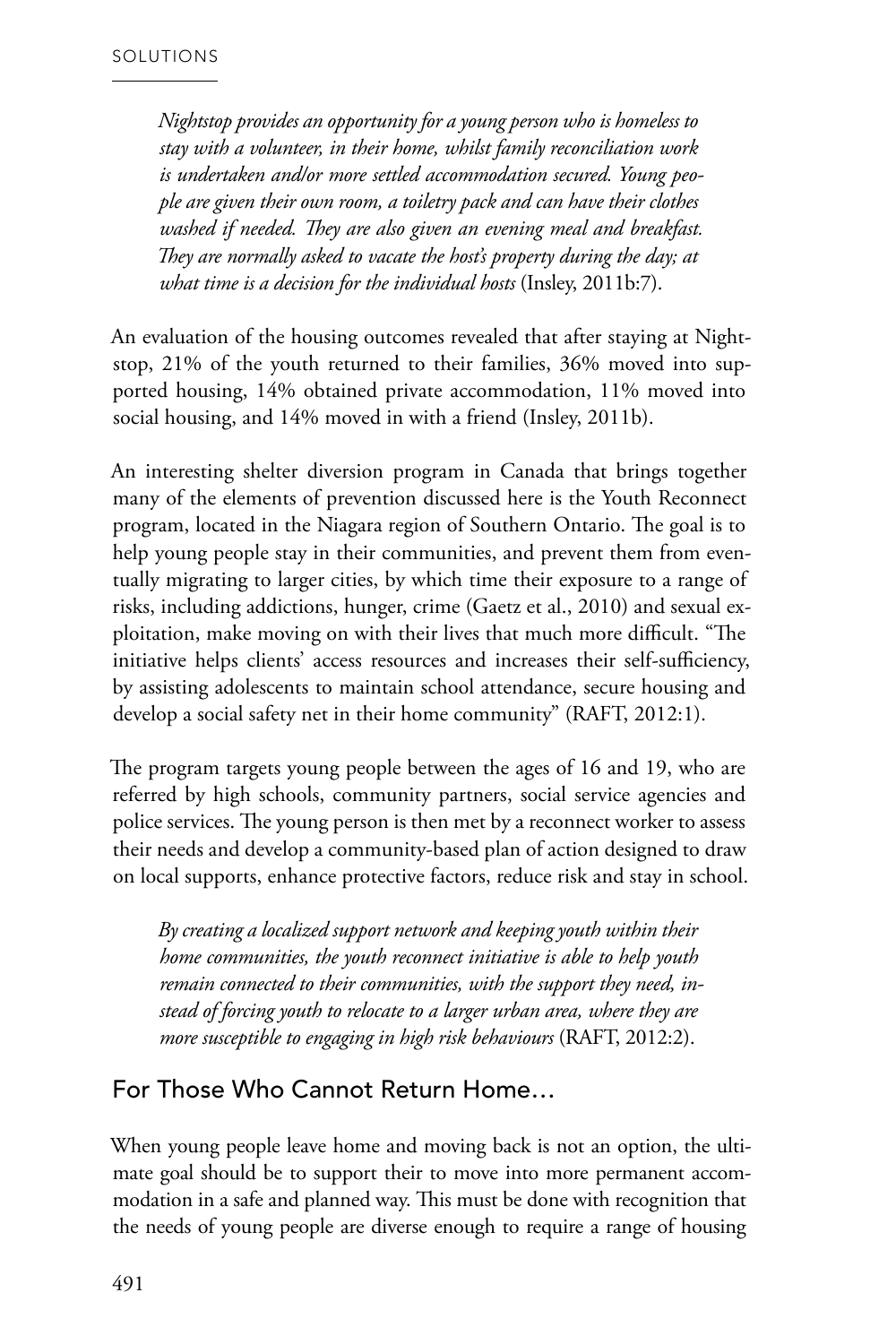*Nightstop provides an opportunity for a young person who is homeless to stay with a volunteer, in their home, whilst family reconciliation work is undertaken and/or more settled accommodation secured. Young people are given their own room, a toiletry pack and can have their clothes washed if needed. They are also given an evening meal and breakfast. They are normally asked to vacate the host's property during the day; at what time is a decision for the individual hosts* (Insley, 2011b:7).

An evaluation of the housing outcomes revealed that after staying at Nightstop, 21% of the youth returned to their families, 36% moved into supported housing, 14% obtained private accommodation, 11% moved into social housing, and 14% moved in with a friend (Insley, 2011b).

An interesting shelter diversion program in Canada that brings together many of the elements of prevention discussed here is the Youth Reconnect program, located in the Niagara region of Southern Ontario. The goal is to help young people stay in their communities, and prevent them from eventually migrating to larger cities, by which time their exposure to a range of risks, including addictions, hunger, crime (Gaetz et al., 2010) and sexual exploitation, make moving on with their lives that much more difficult. "The initiative helps clients' access resources and increases their self-sufficiency, by assisting adolescents to maintain school attendance, secure housing and develop a social safety net in their home community" (RAFT, 2012:1).

The program targets young people between the ages of 16 and 19, who are referred by high schools, community partners, social service agencies and police services. The young person is then met by a reconnect worker to assess their needs and develop a community-based plan of action designed to draw on local supports, enhance protective factors, reduce risk and stay in school.

*By creating a localized support network and keeping youth within their home communities, the youth reconnect initiative is able to help youth remain connected to their communities, with the support they need, instead of forcing youth to relocate to a larger urban area, where they are more susceptible to engaging in high risk behaviours* (RAFT, 2012:2).

## For Those Who Cannot Return Home…

When young people leave home and moving back is not an option, the ultimate goal should be to support their to move into more permanent accommodation in a safe and planned way. This must be done with recognition that the needs of young people are diverse enough to require a range of housing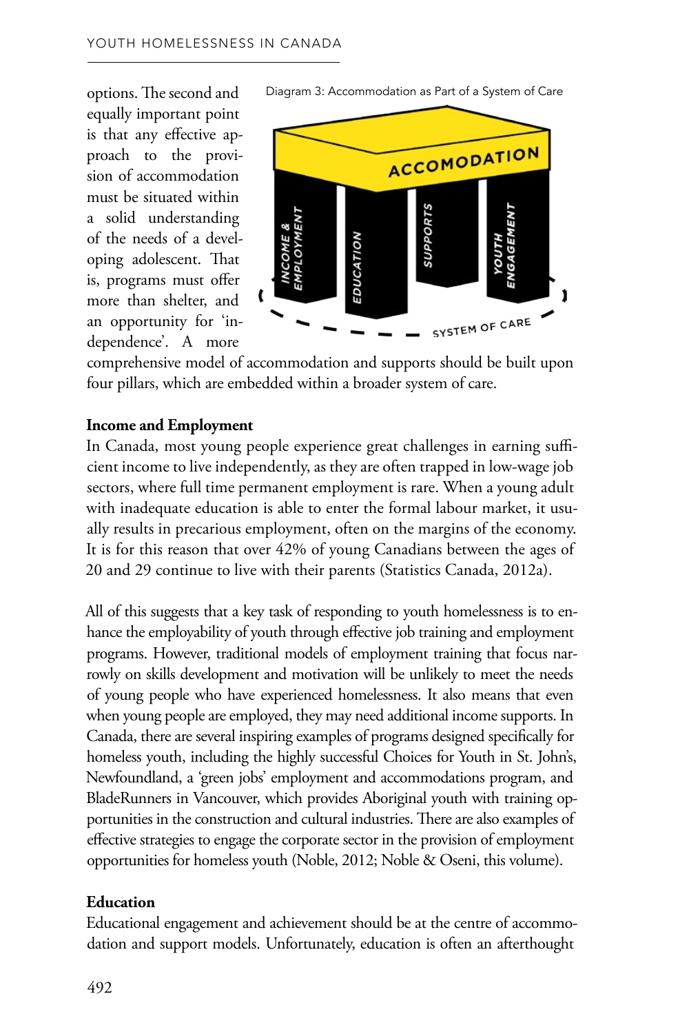options. The second and equally important point is that any effective approach to the provision of accommodation must be situated within a solid understanding of the needs of a developing adolescent. That is, programs must offer more than shelter, and an opportunity for 'independence'. A more comprehensive model of accommodation and supports should be built upon four pillars, which are embedded within a broader system of care.

Diagram 3: Accommodation as Part of a System of Care

ACCOMODATION

INCOME & EMPLOYMENT | EDUCATION | SUPPORTS | YOUTH ENGAGEMENT

SYSTEM OF CARE

**Income and Employment**

In Canada, most young people experience great challenges in earning sufficient income to live independently, as they are often trapped in low-wage job sectors, where full time permanent employment is rare. When a young adult with inadequate education is able to enter the formal labour market, it usually results in precarious employment, often on the margins of the economy. It is for this reason that over 42% of young Canadians between the ages of 20 and 29 continue to live with their parents (Statistics Canada, 2012a).

All of this suggests that a key task of responding to youth homelessness is to enhance the employability of youth through effective job training and employment programs. However, traditional models of employment training that focus narrowly on skills development and motivation will be unlikely to meet the needs of young people who have experienced homelessness. It also means that even when young people are employed, they may need additional income supports. In Canada, there are several inspiring examples of programs designed specifically for homeless youth, including the highly successful Choices for Youth in St. John's, Newfoundland, a 'green jobs' employment and accommodations program, and BladeRunners in Vancouver, which provides Aboriginal youth with training opportunities in the construction and cultural industries. There are also examples of effective strategies to engage the corporate sector in the provision of employment opportunities for homeless youth (Noble, 2012; Noble & Oseni, this volume).

**Education**

Educational engagement and achievement should be at the centre of accommodation and support models. Unfortunately, education is often an afterthought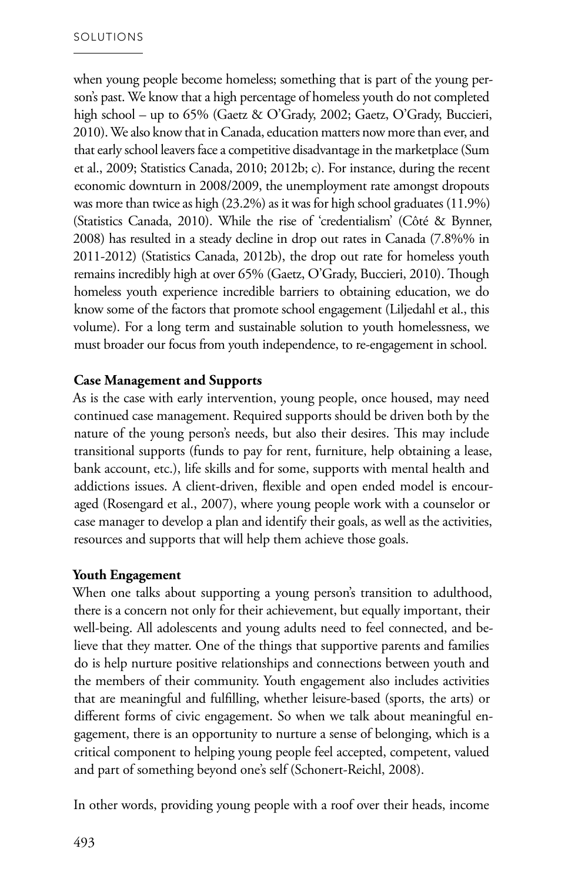when young people become homeless; something that is part of the young person's past. We know that a high percentage of homeless youth do not completed high school – up to 65% (Gaetz & O'Grady, 2002; Gaetz, O'Grady, Buccieri, 2010). We also know that in Canada, education matters now more than ever, and that early school leavers face a competitive disadvantage in the marketplace (Sum et al., 2009; Statistics Canada, 2010; 2012b; c). For instance, during the recent economic downturn in 2008/2009, the unemployment rate amongst dropouts was more than twice as high (23.2%) as it was for high school graduates (11.9%) (Statistics Canada, 2010). While the rise of 'credentialism' (Côté & Bynner, 2008) has resulted in a steady decline in drop out rates in Canada (7.8%% in 2011-2012) (Statistics Canada, 2012b), the drop out rate for homeless youth remains incredibly high at over 65% (Gaetz, O'Grady, Buccieri, 2010). Though homeless youth experience incredible barriers to obtaining education, we do know some of the factors that promote school engagement (Liljedahl et al., this volume). For a long term and sustainable solution to youth homelessness, we must broader our focus from youth independence, to re-engagement in school.

**Case Management and Supports**

As is the case with early intervention, young people, once housed, may need continued case management. Required supports should be driven both by the nature of the young person's needs, but also their desires. This may include transitional supports (funds to pay for rent, furniture, help obtaining a lease, bank account, etc.), life skills and for some, supports with mental health and addictions issues. A client-driven, flexible and open ended model is encouraged (Rosengard et al., 2007), where young people work with a counselor or case manager to develop a plan and identify their goals, as well as the activities, resources and supports that will help them achieve those goals.

**Youth Engagement**

When one talks about supporting a young person's transition to adulthood, there is a concern not only for their achievement, but equally important, their well-being. All adolescents and young adults need to feel connected, and believe that they matter. One of the things that supportive parents and families do is help nurture positive relationships and connections between youth and the members of their community. Youth engagement also includes activities that are meaningful and fulfilling, whether leisure-based (sports, the arts) or different forms of civic engagement. So when we talk about meaningful engagement, there is an opportunity to nurture a sense of belonging, which is a critical component to helping young people feel accepted, competent, valued and part of something beyond one's self (Schonert-Reichl, 2008).

In other words, providing young people with a roof over their heads, income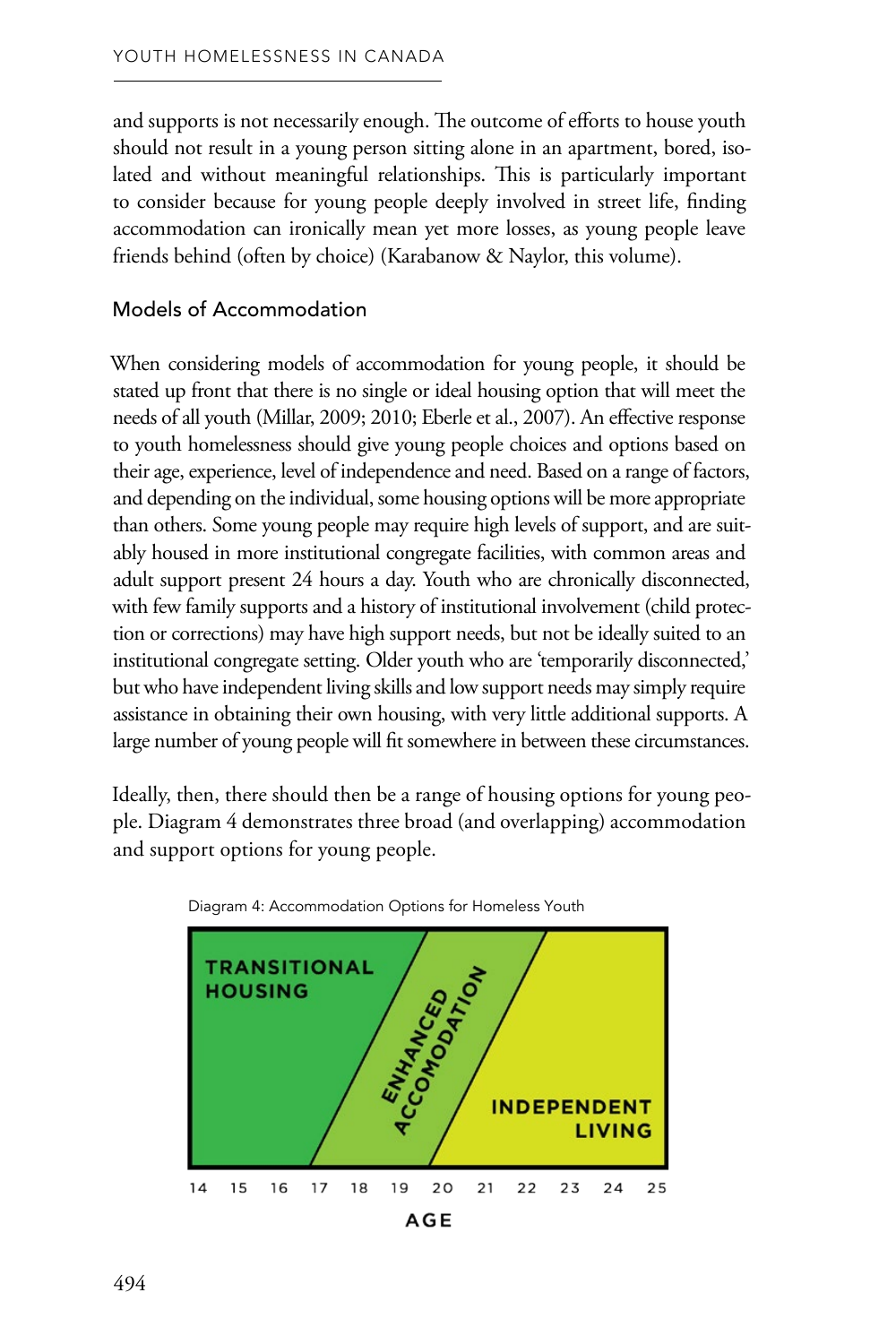and supports is not necessarily enough. The outcome of efforts to house youth should not result in a young person sitting alone in an apartment, bored, isolated and without meaningful relationships. This is particularly important to consider because for young people deeply involved in street life, finding accommodation can ironically mean yet more losses, as young people leave friends behind (often by choice) (Karabanow & Naylor, this volume).

## Models of Accommodation

When considering models of accommodation for young people, it should be stated up front that there is no single or ideal housing option that will meet the needs of all youth (Millar, 2009; 2010; Eberle et al., 2007). An effective response to youth homelessness should give young people choices and options based on their age, experience, level of independence and need. Based on a range of factors, and depending on the individual, some housing options will be more appropriate than others. Some young people may require high levels of support, and are suitably housed in more institutional congregate facilities, with common areas and adult support present 24 hours a day. Youth who are chronically disconnected, with few family supports and a history of institutional involvement (child protection or corrections) may have high support needs, but not be ideally suited to an institutional congregate setting. Older youth who are 'temporarily disconnected,' but who have independent living skills and low support needs may simply require assistance in obtaining their own housing, with very little additional supports. A large number of young people will fit somewhere in between these circumstances.

Ideally, then, there should then be a range of housing options for young people. Diagram 4 demonstrates three broad (and overlapping) accommodation and support options for young people.

Diagram 4: Accommodation Options for Homeless Youth

TRANSITIONAL HOUSING

ENHANCED ACCOMODATION

INDEPENDENT LIVING

14 15 16 17 18 19 20 21 22 23 24 25

AGE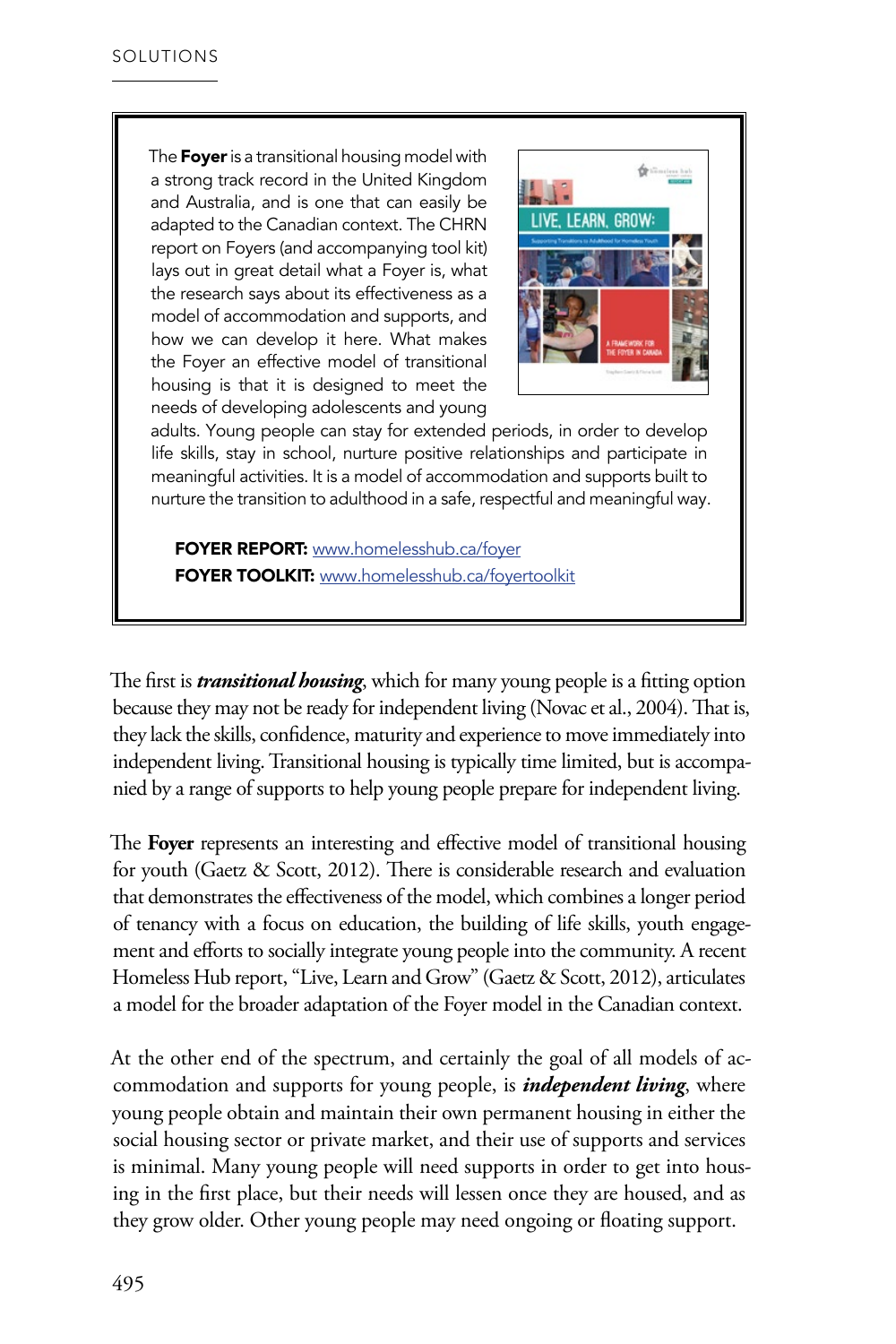The **Foyer** is a transitional housing model with a strong track record in the United Kingdom and Australia, and is one that can easily be adapted to the Canadian context. The CHRN report on Foyers (and accompanying tool kit) lays out in great detail what a Foyer is, what the research says about its effectiveness as a model of accommodation and supports, and how we can develop it here. What makes the Foyer an effective model of transitional housing is that it is designed to meet the needs of developing adolescents and young adults. Young people can stay for extended periods, in order to develop life skills, stay in school, nurture positive relationships and participate in meaningful activities. It is a model of accommodation and supports built to nurture the transition to adulthood in a safe, respectful and meaningful way.

**FOYER REPORT:** www.homelesshub.ca/foyer
**FOYER TOOLKIT:** www.homelesshub.ca/foyertoolkit

The first is ***transitional housing***, which for many young people is a fitting option because they may not be ready for independent living (Novac et al., 2004). That is, they lack the skills, confidence, maturity and experience to move immediately into independent living. Transitional housing is typically time limited, but is accompanied by a range of supports to help young people prepare for independent living.

The **Foyer** represents an interesting and effective model of transitional housing for youth (Gaetz & Scott, 2012). There is considerable research and evaluation that demonstrates the effectiveness of the model, which combines a longer period of tenancy with a focus on education, the building of life skills, youth engagement and efforts to socially integrate young people into the community. A recent Homeless Hub report, "Live, Learn and Grow" (Gaetz & Scott, 2012), articulates a model for the broader adaptation of the Foyer model in the Canadian context.

At the other end of the spectrum, and certainly the goal of all models of accommodation and supports for young people, is ***independent living***, where young people obtain and maintain their own permanent housing in either the social housing sector or private market, and their use of supports and services is minimal. Many young people will need supports in order to get into housing in the first place, but their needs will lessen once they are housed, and as they grow older. Other young people may need ongoing or floating support.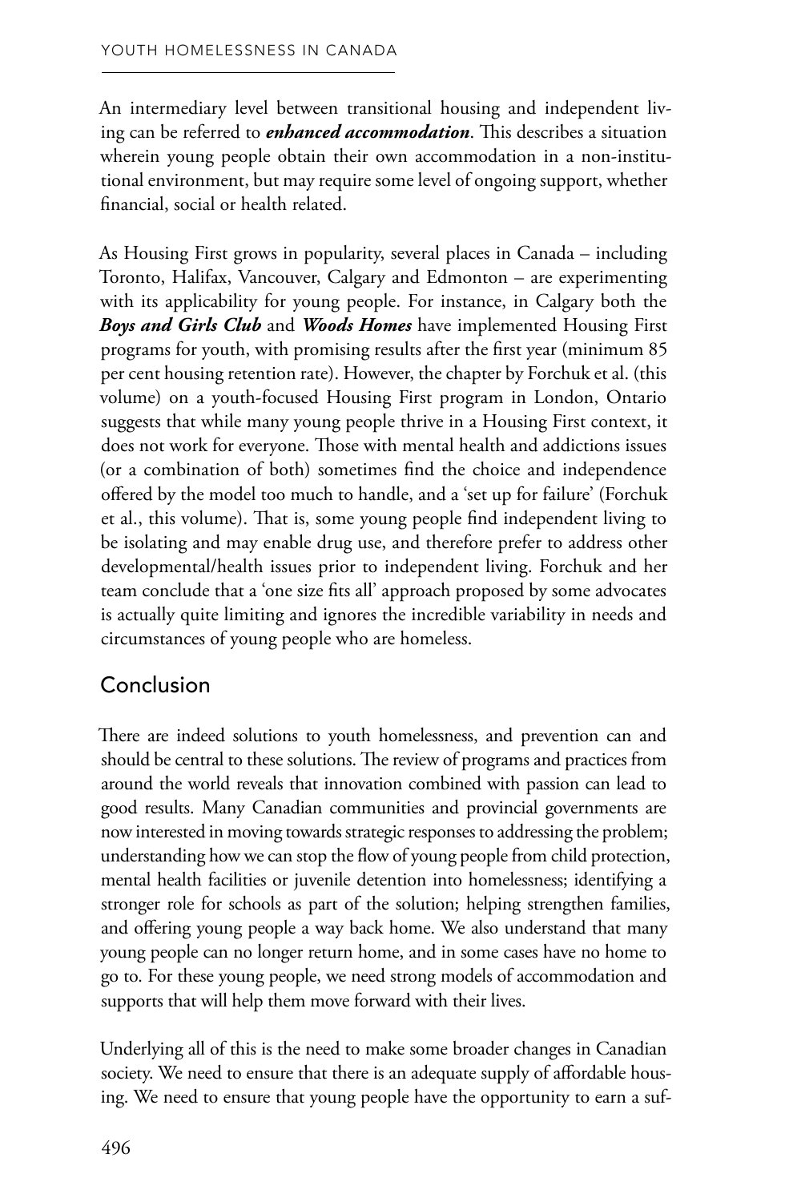An intermediary level between transitional housing and independent living can be referred to ***enhanced accommodation***. This describes a situation wherein young people obtain their own accommodation in a non-institutional environment, but may require some level of ongoing support, whether financial, social or health related.

As Housing First grows in popularity, several places in Canada – including Toronto, Halifax, Vancouver, Calgary and Edmonton – are experimenting with its applicability for young people. For instance, in Calgary both the ***Boys and Girls Club*** and ***Woods Homes*** have implemented Housing First programs for youth, with promising results after the first year (minimum 85 per cent housing retention rate). However, the chapter by Forchuk et al. (this volume) on a youth-focused Housing First program in London, Ontario suggests that while many young people thrive in a Housing First context, it does not work for everyone. Those with mental health and addictions issues (or a combination of both) sometimes find the choice and independence offered by the model too much to handle, and a 'set up for failure' (Forchuk et al., this volume). That is, some young people find independent living to be isolating and may enable drug use, and therefore prefer to address other developmental/health issues prior to independent living. Forchuk and her team conclude that a 'one size fits all' approach proposed by some advocates is actually quite limiting and ignores the incredible variability in needs and circumstances of young people who are homeless.

## Conclusion

There are indeed solutions to youth homelessness, and prevention can and should be central to these solutions. The review of programs and practices from around the world reveals that innovation combined with passion can lead to good results. Many Canadian communities and provincial governments are now interested in moving towards strategic responses to addressing the problem; understanding how we can stop the flow of young people from child protection, mental health facilities or juvenile detention into homelessness; identifying a stronger role for schools as part of the solution; helping strengthen families, and offering young people a way back home. We also understand that many young people can no longer return home, and in some cases have no home to go to. For these young people, we need strong models of accommodation and supports that will help them move forward with their lives.

Underlying all of this is the need to make some broader changes in Canadian society. We need to ensure that there is an adequate supply of affordable housing. We need to ensure that young people have the opportunity to earn a suf-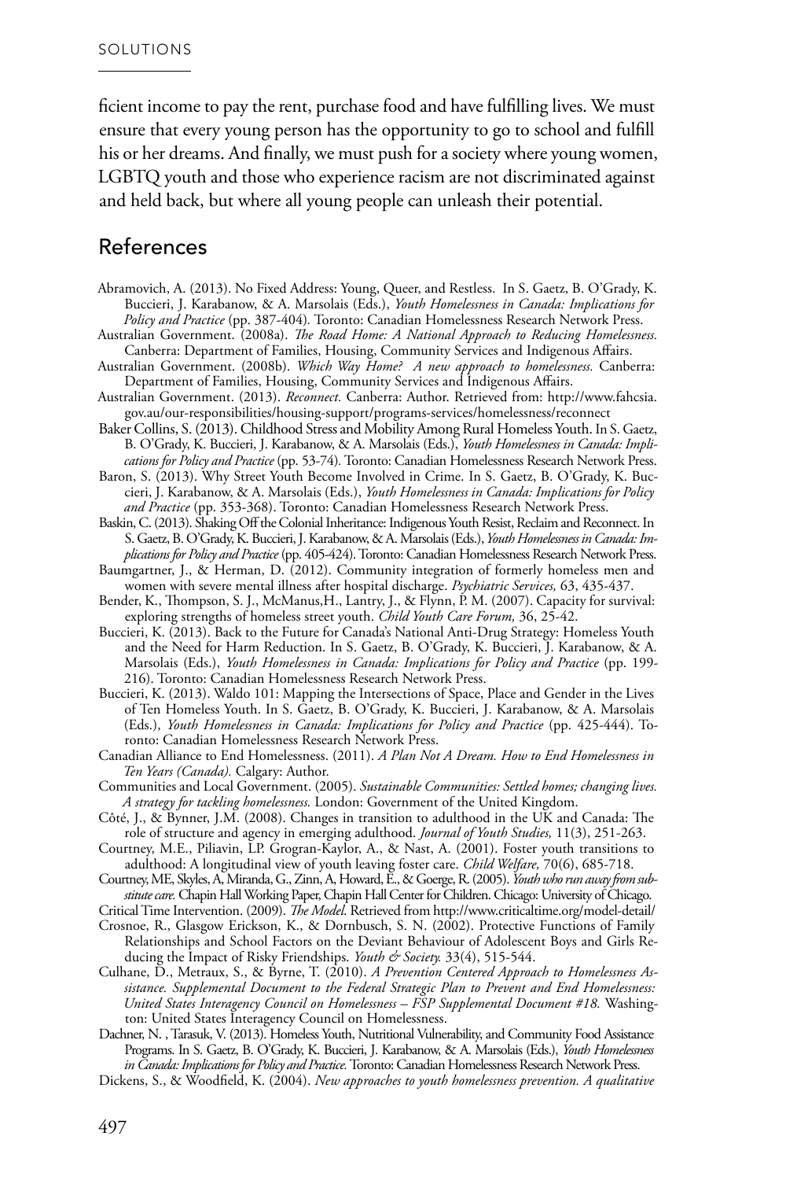ficient income to pay the rent, purchase food and have fulfilling lives. We must ensure that every young person has the opportunity to go to school and fulfill his or her dreams. And finally, we must push for a society where young women, LGBTQ youth and those who experience racism are not discriminated against and held back, but where all young people can unleash their potential.

## References

Abramovich, A. (2013). No Fixed Address: Young, Queer, and Restless. In S. Gaetz, B. O'Grady, K. Buccieri, J. Karabanow, & A. Marsolais (Eds.), *Youth Homelessness in Canada: Implications for Policy and Practice* (pp. 387-404). Toronto: Canadian Homelessness Research Network Press.

Australian Government. (2008a). *The Road Home: A National Approach to Reducing Homelessness.* Canberra: Department of Families, Housing, Community Services and Indigenous Affairs.

Australian Government. (2008b). *Which Way Home? A new approach to homelessness.* Canberra: Department of Families, Housing, Community Services and Indigenous Affairs.

Australian Government. (2013). *Reconnect.* Canberra: Author. Retrieved from: http://www.fahcsia.gov.au/our-responsibilities/housing-support/programs-services/homelessness/reconnect

Baker Collins, S. (2013). Childhood Stress and Mobility Among Rural Homeless Youth. In S. Gaetz, B. O'Grady, K. Buccieri, J. Karabanow, & A. Marsolais (Eds.), *Youth Homelessness in Canada: Implications for Policy and Practice* (pp. 53-74). Toronto: Canadian Homelessness Research Network Press.

Baron, S. (2013). Why Street Youth Become Involved in Crime. In S. Gaetz, B. O'Grady, K. Buccieri, J. Karabanow, & A. Marsolais (Eds.), *Youth Homelessness in Canada: Implications for Policy and Practice* (pp. 353-368). Toronto: Canadian Homelessness Research Network Press.

Baskin, C. (2013). Shaking Off the Colonial Inheritance: Indigenous Youth Resist, Reclaim and Reconnect. In S. Gaetz, B. O'Grady, K. Buccieri, J. Karabanow, & A. Marsolais (Eds.), *Youth Homelessness in Canada: Implications for Policy and Practice* (pp. 405-424). Toronto: Canadian Homelessness Research Network Press.

Baumgartner, J., & Herman, D. (2012). Community integration of formerly homeless men and women with severe mental illness after hospital discharge. *Psychiatric Services,* 63, 435-437.

Bender, K., Thompson, S. J., McManus,H., Lantry, J., & Flynn, P. M. (2007). Capacity for survival: exploring strengths of homeless street youth. *Child Youth Care Forum,* 36, 25-42.

Buccieri, K. (2013). Back to the Future for Canada's National Anti-Drug Strategy: Homeless Youth and the Need for Harm Reduction. In S. Gaetz, B. O'Grady, K. Buccieri, J. Karabanow, & A. Marsolais (Eds.), *Youth Homelessness in Canada: Implications for Policy and Practice* (pp. 199-216). Toronto: Canadian Homelessness Research Network Press.

Buccieri, K. (2013). Waldo 101: Mapping the Intersections of Space, Place and Gender in the Lives of Ten Homeless Youth. In S. Gaetz, B. O'Grady, K. Buccieri, J. Karabanow, & A. Marsolais (Eds.), *Youth Homelessness in Canada: Implications for Policy and Practice* (pp. 425-444). Toronto: Canadian Homelessness Research Network Press.

Canadian Alliance to End Homelessness. (2011). *A Plan Not A Dream. How to End Homelessness in Ten Years (Canada).* Calgary: Author.

Communities and Local Government. (2005). *Sustainable Communities: Settled homes; changing lives. A strategy for tackling homelessness.* London: Government of the United Kingdom.

Côté, J., & Bynner, J.M. (2008). Changes in transition to adulthood in the UK and Canada: The role of structure and agency in emerging adulthood. *Journal of Youth Studies,* 11(3), 251-263.

Courtney, M.E., Piliavin, I.P. Grogran-Kaylor, A., & Nast, A. (2001). Foster youth transitions to adulthood: A longitudinal view of youth leaving foster care. *Child Welfare,* 70(6), 685-718.

Courtney, ME, Skyles, A, Miranda, G., Zinn, A, Howard, E., & Goerge, R. (2005). *Youth who run away from substitute care.* Chapin Hall Working Paper, Chapin Hall Center for Children. Chicago: University of Chicago.

Critical Time Intervention. (2009). *The Model.* Retrieved from http://www.criticaltime.org/model-detail/

Crosnoe, R., Glasgow Erickson, K., & Dornbusch, S. N. (2002). Protective Functions of Family Relationships and School Factors on the Deviant Behaviour of Adolescent Boys and Girls Reducing the Impact of Risky Friendships. *Youth & Society.* 33(4), 515-544.

Culhane, D., Metraux, S., & Byrne, T. (2010). *A Prevention Centered Approach to Homelessness Assistance. Supplemental Document to the Federal Strategic Plan to Prevent and End Homelessness: United States Interagency Council on Homelessness – FSP Supplemental Document #18.* Washington: United States Interagency Council on Homelessness.

Dachner, N. , Tarasuk, V. (2013). Homeless Youth, Nutritional Vulnerability, and Community Food Assistance Programs. In S. Gaetz, B. O'Grady, K. Buccieri, J. Karabanow, & A. Marsolais (Eds.), *Youth Homelessness in Canada: Implications for Policy and Practice.* Toronto: Canadian Homelessness Research Network Press.

Dickens, S., & Woodfield, K. (2004). *New approaches to youth homelessness prevention. A qualitative*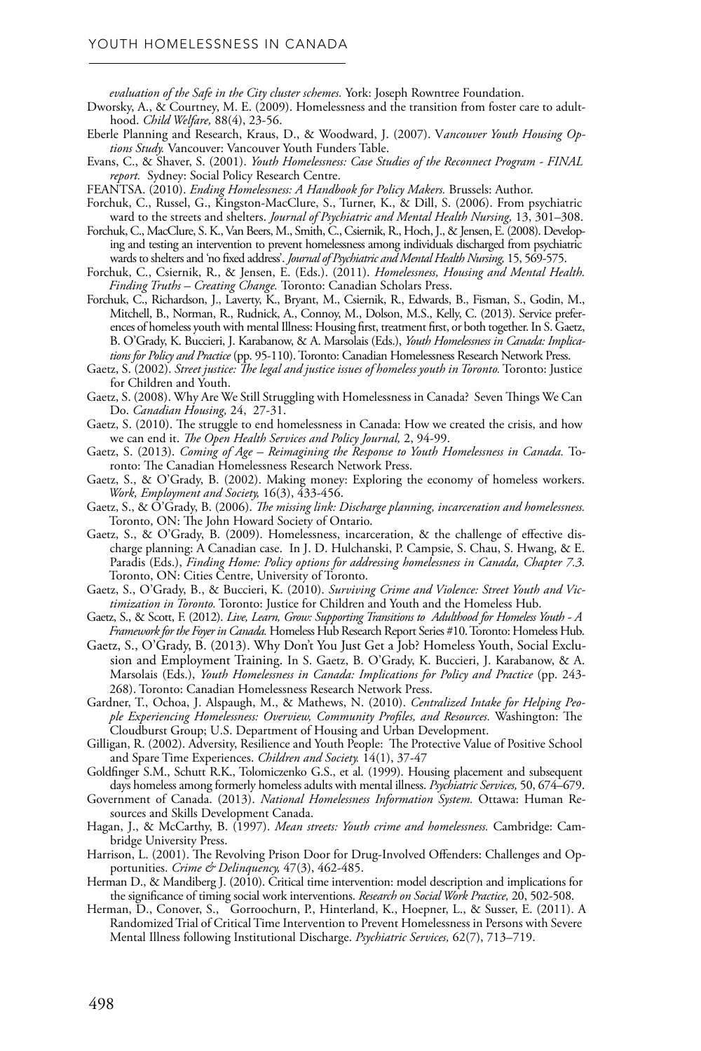*evaluation of the Safe in the City cluster schemes.* York: Joseph Rowntree Foundation.

Dworsky, A., & Courtney, M. E. (2009). Homelessness and the transition from foster care to adulthood. *Child Welfare,* 88(4), 23-56.

Eberle Planning and Research, Kraus, D., & Woodward, J. (2007). V*ancouver Youth Housing Options Study.* Vancouver: Vancouver Youth Funders Table.

Evans, C., & Shaver, S. (2001). *Youth Homelessness: Case Studies of the Reconnect Program - FINAL report.* Sydney: Social Policy Research Centre.

FEANTSA. (2010). *Ending Homelessness: A Handbook for Policy Makers.* Brussels: Author.

Forchuk, C., Russel, G., Kingston-MacClure, S., Turner, K., & Dill, S. (2006). From psychiatric ward to the streets and shelters. *Journal of Psychiatric and Mental Health Nursing,* 13, 301–308.

Forchuk, C., MacClure, S. K., Van Beers, M., Smith, C., Csiernik, R., Hoch, J., & Jensen, E. (2008). Developing and testing an intervention to prevent homelessness among individuals discharged from psychiatric wards to shelters and 'no fixed address'. *Journal of Psychiatric and Mental Health Nursing,* 15, 569-575.

Forchuk, C., Csiernik, R., & Jensen, E. (Eds.). (2011). *Homelessness, Housing and Mental Health. Finding Truths – Creating Change.* Toronto: Canadian Scholars Press.

Forchuk, C., Richardson, J., Laverty, K., Bryant, M., Csiernik, R., Edwards, B., Fisman, S., Godin, M., Mitchell, B., Norman, R., Rudnick, A., Connoy, M., Dolson, M.S., Kelly, C. (2013). Service preferences of homeless youth with mental Illness: Housing first, treatment first, or both together. In S. Gaetz, B. O'Grady, K. Buccieri, J. Karabanow, & A. Marsolais (Eds.), *Youth Homelessness in Canada: Implications for Policy and Practice* (pp. 95-110). Toronto: Canadian Homelessness Research Network Press.

Gaetz, S. (2002). *Street justice: The legal and justice issues of homeless youth in Toronto.* Toronto: Justice for Children and Youth.

Gaetz, S. (2008). Why Are We Still Struggling with Homelessness in Canada? Seven Things We Can Do. *Canadian Housing,* 24, 27-31.

Gaetz, S. (2010). The struggle to end homelessness in Canada: How we created the crisis, and how we can end it. *The Open Health Services and Policy Journal,* 2, 94-99.

Gaetz, S. (2013). *Coming of Age – Reimagining the Response to Youth Homelessness in Canada.* Toronto: The Canadian Homelessness Research Network Press.

Gaetz, S., & O'Grady, B. (2002). Making money: Exploring the economy of homeless workers. *Work, Employment and Society,* 16(3), 433-456.

Gaetz, S., & O'Grady, B. (2006). *The missing link: Discharge planning, incarceration and homelessness.* Toronto, ON: The John Howard Society of Ontario.

Gaetz, S., & O'Grady, B. (2009). Homelessness, incarceration, & the challenge of effective discharge planning: A Canadian case. In J. D. Hulchanski, P. Campsie, S. Chau, S. Hwang, & E. Paradis (Eds.), *Finding Home: Policy options for addressing homelessness in Canada, Chapter 7.3.* Toronto, ON: Cities Centre, University of Toronto.

Gaetz, S., O'Grady, B., & Buccieri, K. (2010). *Surviving Crime and Violence: Street Youth and Victimization in Toronto.* Toronto: Justice for Children and Youth and the Homeless Hub.

Gaetz, S., & Scott, F. (2012). *Live, Learn, Grow: Supporting Transitions to Adulthood for Homeless Youth - A Framework for the Foyer in Canada.* Homeless Hub Research Report Series #10. Toronto: Homeless Hub.

Gaetz, S., O'Grady, B. (2013). Why Don't You Just Get a Job? Homeless Youth, Social Exclusion and Employment Training. In S. Gaetz, B. O'Grady, K. Buccieri, J. Karabanow, & A. Marsolais (Eds.), *Youth Homelessness in Canada: Implications for Policy and Practice* (pp. 243-268). Toronto: Canadian Homelessness Research Network Press.

Gardner, T., Ochoa, J. Alspaugh, M., & Mathews, N. (2010). *Centralized Intake for Helping People Experiencing Homelessness: Overview, Community Profiles, and Resources.* Washington: The Cloudburst Group; U.S. Department of Housing and Urban Development.

Gilligan, R. (2002). Adversity, Resilience and Youth People: The Protective Value of Positive School and Spare Time Experiences. *Children and Society.* 14(1), 37-47

Goldfinger S.M., Schutt R.K., Tolomiczenko G.S., et al. (1999). Housing placement and subsequent days homeless among formerly homeless adults with mental illness. *Psychiatric Services,* 50, 674–679.

Government of Canada. (2013). *National Homelessness Information System.* Ottawa: Human Resources and Skills Development Canada.

Hagan, J., & McCarthy, B. (1997). *Mean streets: Youth crime and homelessness.* Cambridge: Cambridge University Press.

Harrison, L. (2001). The Revolving Prison Door for Drug-Involved Offenders: Challenges and Opportunities. *Crime & Delinquency,* 47(3), 462-485.

Herman D., & Mandiberg J. (2010). Critical time intervention: model description and implications for the significance of timing social work interventions. *Research on Social Work Practice,* 20, 502-508.

Herman, D., Conover, S., Gorroochurn, P., Hinterland, K., Hoepner, L., & Susser, E. (2011). A Randomized Trial of Critical Time Intervention to Prevent Homelessness in Persons with Severe Mental Illness following Institutional Discharge. *Psychiatric Services,* 62(7), 713–719.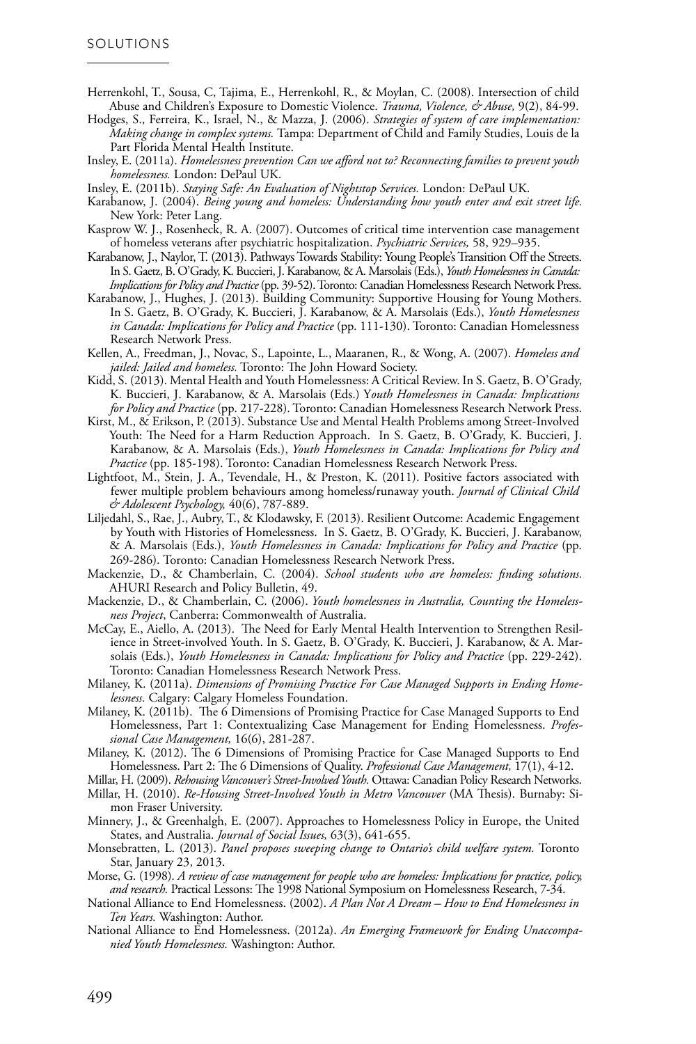Herrenkohl, T., Sousa, C, Tajima, E., Herrenkohl, R., & Moylan, C. (2008). Intersection of child Abuse and Children's Exposure to Domestic Violence. *Trauma, Violence, & Abuse,* 9(2), 84-99.

Hodges, S., Ferreira, K., Israel, N., & Mazza, J. (2006). *Strategies of system of care implementation: Making change in complex systems.* Tampa: Department of Child and Family Studies, Louis de la Part Florida Mental Health Institute.

Insley, E. (2011a). *Homelessness prevention Can we afford not to? Reconnecting families to prevent youth homelessness.* London: DePaul UK.

Insley, E. (2011b). *Staying Safe: An Evaluation of Nightstop Services.* London: DePaul UK.

Karabanow, J. (2004). *Being young and homeless: Understanding how youth enter and exit street life.* New York: Peter Lang.

Kasprow W. J., Rosenheck, R. A. (2007). Outcomes of critical time intervention case management of homeless veterans after psychiatric hospitalization. *Psychiatric Services,* 58, 929–935.

Karabanow, J., Naylor, T. (2013). Pathways Towards Stability: Young People's Transition Off the Streets. In S. Gaetz, B. O'Grady, K. Buccieri, J. Karabanow, & A. Marsolais (Eds.), *Youth Homelessness in Canada: Implications for Policy and Practice* (pp. 39-52). Toronto: Canadian Homelessness Research Network Press.

Karabanow, J., Hughes, J. (2013). Building Community: Supportive Housing for Young Mothers. In S. Gaetz, B. O'Grady, K. Buccieri, J. Karabanow, & A. Marsolais (Eds.), *Youth Homelessness in Canada: Implications for Policy and Practice* (pp. 111-130). Toronto: Canadian Homelessness Research Network Press.

Kellen, A., Freedman, J., Novac, S., Lapointe, L., Maaranen, R., & Wong, A. (2007). *Homeless and jailed: Jailed and homeless.* Toronto: The John Howard Society.

Kidd, S. (2013). Mental Health and Youth Homelessness: A Critical Review. In S. Gaetz, B. O'Grady, K. Buccieri, J. Karabanow, & A. Marsolais (Eds.) Y*outh Homelessness in Canada: Implications for Policy and Practice* (pp. 217-228). Toronto: Canadian Homelessness Research Network Press.

Kirst, M., & Erikson, P. (2013). Substance Use and Mental Health Problems among Street-Involved Youth: The Need for a Harm Reduction Approach. In S. Gaetz, B. O'Grady, K. Buccieri, J. Karabanow, & A. Marsolais (Eds.), *Youth Homelessness in Canada: Implications for Policy and Practice* (pp. 185-198). Toronto: Canadian Homelessness Research Network Press.

Lightfoot, M., Stein, J. A., Tevendale, H., & Preston, K. (2011). Positive factors associated with fewer multiple problem behaviours among homeless/runaway youth. *Journal of Clinical Child & Adolescent Psychology,* 40(6), 787-889.

Liljedahl, S., Rae, J., Aubry, T., & Klodawsky, F. (2013). Resilient Outcome: Academic Engagement by Youth with Histories of Homelessness. In S. Gaetz, B. O'Grady, K. Buccieri, J. Karabanow, & A. Marsolais (Eds.), *Youth Homelessness in Canada: Implications for Policy and Practice* (pp. 269-286). Toronto: Canadian Homelessness Research Network Press.

Mackenzie, D., & Chamberlain, C. (2004). *School students who are homeless: finding solutions.* AHURI Research and Policy Bulletin, 49.

Mackenzie, D., & Chamberlain, C. (2006). *Youth homelessness in Australia, Counting the Homelessness Project*, Canberra: Commonwealth of Australia.

McCay, E., Aiello, A. (2013). The Need for Early Mental Health Intervention to Strengthen Resilience in Street-involved Youth. In S. Gaetz, B. O'Grady, K. Buccieri, J. Karabanow, & A. Marsolais (Eds.), *Youth Homelessness in Canada: Implications for Policy and Practice* (pp. 229-242). Toronto: Canadian Homelessness Research Network Press.

Milaney, K. (2011a). *Dimensions of Promising Practice For Case Managed Supports in Ending Homelessness.* Calgary: Calgary Homeless Foundation.

Milaney, K. (2011b). The 6 Dimensions of Promising Practice for Case Managed Supports to End Homelessness, Part 1: Contextualizing Case Management for Ending Homelessness. *Professional Case Management,* 16(6), 281-287.

Milaney, K. (2012). The 6 Dimensions of Promising Practice for Case Managed Supports to End Homelessness. Part 2: The 6 Dimensions of Quality. *Professional Case Management,* 17(1), 4-12.

Millar, H. (2009). *Rehousing Vancouver's Street-Involved Youth.* Ottawa: Canadian Policy Research Networks.

Millar, H. (2010). *Re-Housing Street-Involved Youth in Metro Vancouver* (MA Thesis). Burnaby: Simon Fraser University.

Minnery, J., & Greenhalgh, E. (2007). Approaches to Homelessness Policy in Europe, the United States, and Australia. *Journal of Social Issues,* 63(3), 641-655.

Monsebratten, L. (2013). *Panel proposes sweeping change to Ontario's child welfare system.* Toronto Star, January 23, 2013.

Morse, G. (1998). *A review of case management for people who are homeless: Implications for practice, policy, and research.* Practical Lessons: The 1998 National Symposium on Homelessness Research, 7-34.

National Alliance to End Homelessness. (2002). *A Plan Not A Dream – How to End Homelessness in Ten Years.* Washington: Author.

National Alliance to End Homelessness. (2012a). *An Emerging Framework for Ending Unaccompanied Youth Homelessness.* Washington: Author.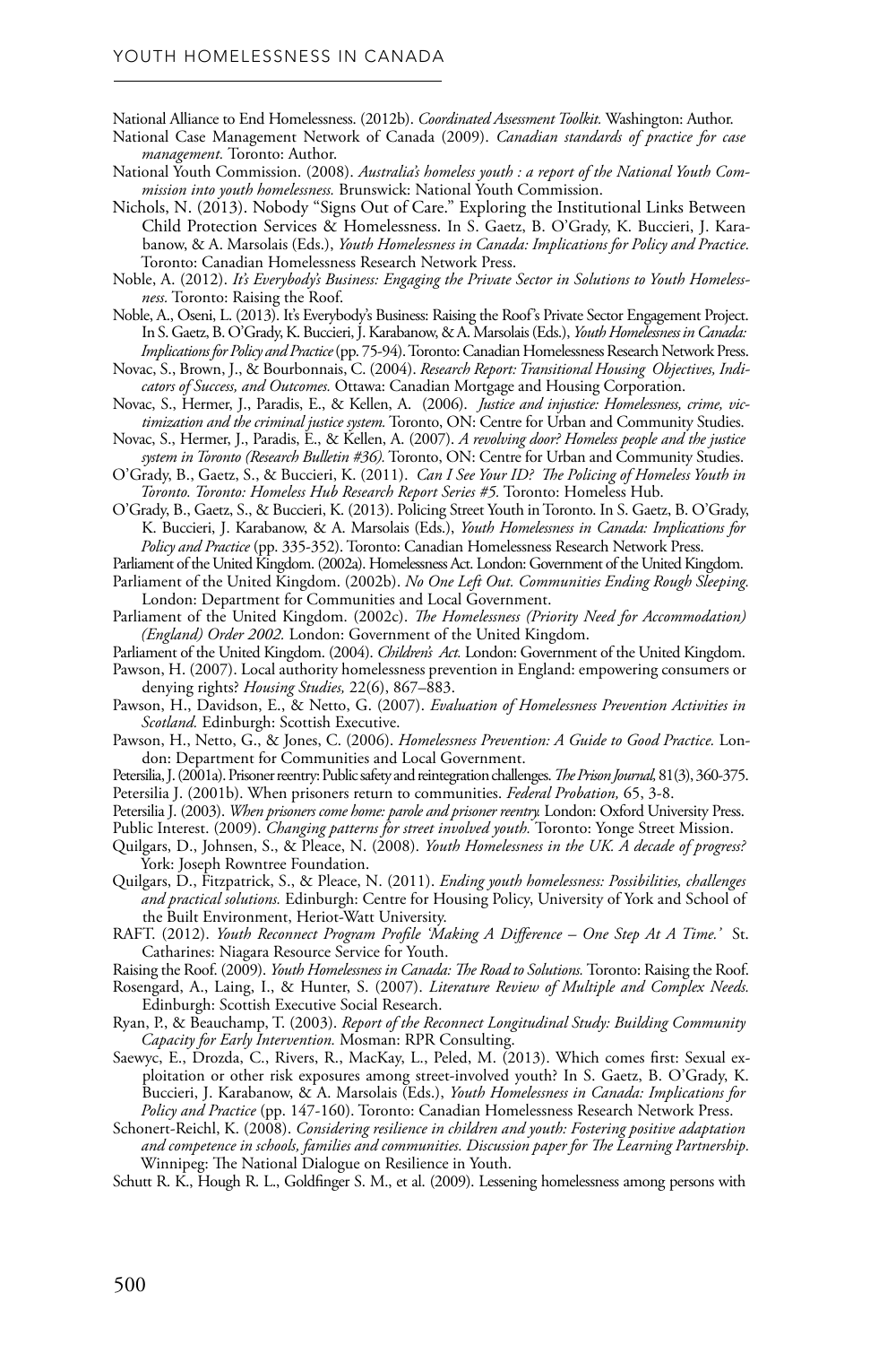National Alliance to End Homelessness. (2012b). *Coordinated Assessment Toolkit.* Washington: Author.

National Case Management Network of Canada (2009). *Canadian standards of practice for case management.* Toronto: Author.

National Youth Commission. (2008). *Australia's homeless youth : a report of the National Youth Commission into youth homelessness.* Brunswick: National Youth Commission.

Nichols, N. (2013). Nobody "Signs Out of Care." Exploring the Institutional Links Between Child Protection Services & Homelessness. In S. Gaetz, B. O'Grady, K. Buccieri, J. Karabanow, & A. Marsolais (Eds.), *Youth Homelessness in Canada: Implications for Policy and Practice.* Toronto: Canadian Homelessness Research Network Press.

Noble, A. (2012). *It's Everybody's Business: Engaging the Private Sector in Solutions to Youth Homelessness.* Toronto: Raising the Roof.

Noble, A., Oseni, L. (2013). It's Everybody's Business: Raising the Roof's Private Sector Engagement Project. In S. Gaetz, B. O'Grady, K. Buccieri, J. Karabanow, & A. Marsolais (Eds.), *Youth Homelessness in Canada: Implications for Policy and Practice* (pp. 75-94). Toronto: Canadian Homelessness Research Network Press.

Novac, S., Brown, J., & Bourbonnais, C. (2004). *Research Report: Transitional Housing Objectives, Indicators of Success, and Outcomes.* Ottawa: Canadian Mortgage and Housing Corporation.

Novac, S., Hermer, J., Paradis, E., & Kellen, A. (2006). *Justice and injustice: Homelessness, crime, victimization and the criminal justice system.* Toronto, ON: Centre for Urban and Community Studies.

Novac, S., Hermer, J., Paradis, E., & Kellen, A. (2007). *A revolving door? Homeless people and the justice system in Toronto (Research Bulletin #36).* Toronto, ON: Centre for Urban and Community Studies.

O'Grady, B., Gaetz, S., & Buccieri, K. (2011). *Can I See Your ID? The Policing of Homeless Youth in Toronto. Toronto: Homeless Hub Research Report Series #5.* Toronto: Homeless Hub.

O'Grady, B., Gaetz, S., & Buccieri, K. (2013). Policing Street Youth in Toronto. In S. Gaetz, B. O'Grady, K. Buccieri, J. Karabanow, & A. Marsolais (Eds.), *Youth Homelessness in Canada: Implications for Policy and Practice* (pp. 335-352). Toronto: Canadian Homelessness Research Network Press.

Parliament of the United Kingdom. (2002a). Homelessness Act. London: Government of the United Kingdom.

Parliament of the United Kingdom. (2002b). *No One Left Out. Communities Ending Rough Sleeping.* London: Department for Communities and Local Government.

Parliament of the United Kingdom. (2002c). *The Homelessness (Priority Need for Accommodation) (England) Order 2002.* London: Government of the United Kingdom.

Parliament of the United Kingdom. (2004). *Children's Act.* London: Government of the United Kingdom.

Pawson, H. (2007). Local authority homelessness prevention in England: empowering consumers or denying rights? *Housing Studies,* 22(6), 867–883.

Pawson, H., Davidson, E., & Netto, G. (2007). *Evaluation of Homelessness Prevention Activities in Scotland.* Edinburgh: Scottish Executive.

Pawson, H., Netto, G., & Jones, C. (2006). *Homelessness Prevention: A Guide to Good Practice.* London: Department for Communities and Local Government.

Petersilia, J. (2001a). Prisoner reentry: Public safety and reintegration challenges. *The Prison Journal,* 81(3), 360-375.

Petersilia J. (2001b). When prisoners return to communities. *Federal Probation,* 65, 3-8.

Petersilia J. (2003). *When prisoners come home: parole and prisoner reentry.* London: Oxford University Press.

Public Interest. (2009). *Changing patterns for street involved youth.* Toronto: Yonge Street Mission.

Quilgars, D., Johnsen, S., & Pleace, N. (2008). *Youth Homelessness in the UK. A decade of progress?* York: Joseph Rowntree Foundation.

Quilgars, D., Fitzpatrick, S., & Pleace, N. (2011). *Ending youth homelessness: Possibilities, challenges and practical solutions.* Edinburgh: Centre for Housing Policy, University of York and School of the Built Environment, Heriot-Watt University.

RAFT. (2012). *Youth Reconnect Program Profile 'Making A Difference – One Step At A Time.'* St. Catharines: Niagara Resource Service for Youth.

Raising the Roof. (2009). *Youth Homelessness in Canada: The Road to Solutions.* Toronto: Raising the Roof.

Rosengard, A., Laing, I., & Hunter, S. (2007). *Literature Review of Multiple and Complex Needs.* Edinburgh: Scottish Executive Social Research.

Ryan, P., & Beauchamp, T. (2003). *Report of the Reconnect Longitudinal Study: Building Community Capacity for Early Intervention.* Mosman: RPR Consulting.

Saewyc, E., Drozda, C., Rivers, R., MacKay, L., Peled, M. (2013). Which comes first: Sexual exploitation or other risk exposures among street-involved youth? In S. Gaetz, B. O'Grady, K. Buccieri, J. Karabanow, & A. Marsolais (Eds.), *Youth Homelessness in Canada: Implications for Policy and Practice* (pp. 147-160). Toronto: Canadian Homelessness Research Network Press.

Schonert-Reichl, K. (2008). *Considering resilience in children and youth: Fostering positive adaptation and competence in schools, families and communities. Discussion paper for The Learning Partnership.* Winnipeg: The National Dialogue on Resilience in Youth.

Schutt R. K., Hough R. L., Goldfinger S. M., et al. (2009). Lessening homelessness among persons with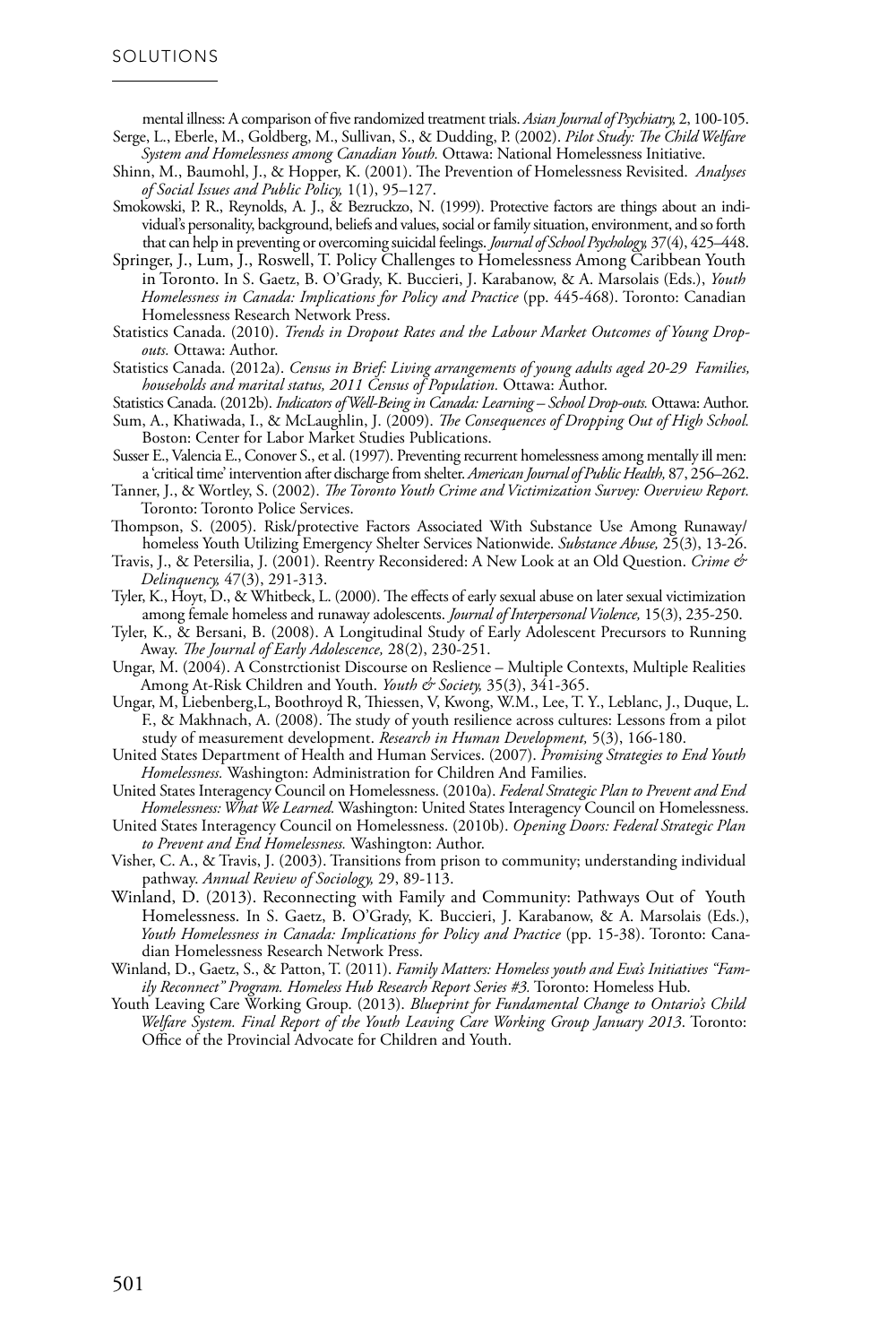mental illness: A comparison of five randomized treatment trials. *Asian Journal of Psychiatry,* 2, 100-105.

Serge, L., Eberle, M., Goldberg, M., Sullivan, S., & Dudding, P. (2002). *Pilot Study: The Child Welfare System and Homelessness among Canadian Youth.* Ottawa: National Homelessness Initiative.

Shinn, M., Baumohl, J., & Hopper, K. (2001). The Prevention of Homelessness Revisited. *Analyses of Social Issues and Public Policy,* 1(1), 95–127.

Smokowski, P. R., Reynolds, A. J., & Bezruckzo, N. (1999). Protective factors are things about an individual's personality, background, beliefs and values, social or family situation, environment, and so forth that can help in preventing or overcoming suicidal feelings. *Journal of School Psychology,* 37(4), 425–448.

Springer, J., Lum, J., Roswell, T. Policy Challenges to Homelessness Among Caribbean Youth in Toronto. In S. Gaetz, B. O'Grady, K. Buccieri, J. Karabanow, & A. Marsolais (Eds.), *Youth Homelessness in Canada: Implications for Policy and Practice* (pp. 445-468). Toronto: Canadian Homelessness Research Network Press.

Statistics Canada. (2010). *Trends in Dropout Rates and the Labour Market Outcomes of Young Dropouts.* Ottawa: Author.

Statistics Canada. (2012a). *Census in Brief: Living arrangements of young adults aged 20-29 Families, households and marital status, 2011 Census of Population.* Ottawa: Author.

Statistics Canada. (2012b). *Indicators of Well-Being in Canada: Learning – School Drop-outs.* Ottawa: Author.

Sum, A., Khatiwada, I., & McLaughlin, J. (2009). *The Consequences of Dropping Out of High School.* Boston: Center for Labor Market Studies Publications.

Susser E., Valencia E., Conover S., et al. (1997). Preventing recurrent homelessness among mentally ill men: a 'critical time' intervention after discharge from shelter. *American Journal of Public Health,* 87, 256–262.

Tanner, J., & Wortley, S. (2002). *The Toronto Youth Crime and Victimization Survey: Overview Report.* Toronto: Toronto Police Services.

Thompson, S. (2005). Risk/protective Factors Associated With Substance Use Among Runaway/homeless Youth Utilizing Emergency Shelter Services Nationwide. *Substance Abuse,* 25(3), 13-26.

Travis, J., & Petersilia, J. (2001). Reentry Reconsidered: A New Look at an Old Question. *Crime & Delinquency,* 47(3), 291-313.

Tyler, K., Hoyt, D., & Whitbeck, L. (2000). The effects of early sexual abuse on later sexual victimization among female homeless and runaway adolescents. *Journal of Interpersonal Violence,* 15(3), 235-250.

Tyler, K., & Bersani, B. (2008). A Longitudinal Study of Early Adolescent Precursors to Running Away. *The Journal of Early Adolescence,* 28(2), 230-251.

Ungar, M. (2004). A Constrctionist Discourse on Reslience – Multiple Contexts, Multiple Realities Among At-Risk Children and Youth. *Youth & Society,* 35(3), 341-365.

Ungar, M, Liebenberg,L, Boothroyd R, Thiessen, V, Kwong, W.M., Lee, T. Y., Leblanc, J., Duque, L. F., & Makhnach, A. (2008). The study of youth resilience across cultures: Lessons from a pilot study of measurement development. *Research in Human Development,* 5(3), 166-180.

United States Department of Health and Human Services. (2007). *Promising Strategies to End Youth Homelessness.* Washington: Administration for Children And Families.

United States Interagency Council on Homelessness. (2010a). *Federal Strategic Plan to Prevent and End Homelessness: What We Learned.* Washington: United States Interagency Council on Homelessness.

United States Interagency Council on Homelessness. (2010b). *Opening Doors: Federal Strategic Plan to Prevent and End Homelessness.* Washington: Author.

Visher, C. A., & Travis, J. (2003). Transitions from prison to community; understanding individual pathway. *Annual Review of Sociology,* 29, 89-113.

Winland, D. (2013). Reconnecting with Family and Community: Pathways Out of Youth Homelessness. In S. Gaetz, B. O'Grady, K. Buccieri, J. Karabanow, & A. Marsolais (Eds.), *Youth Homelessness in Canada: Implications for Policy and Practice* (pp. 15-38). Toronto: Canadian Homelessness Research Network Press.

Winland, D., Gaetz, S., & Patton, T. (2011). *Family Matters: Homeless youth and Eva's Initiatives "Family Reconnect" Program. Homeless Hub Research Report Series #3.* Toronto: Homeless Hub.

Youth Leaving Care Working Group. (2013). *Blueprint for Fundamental Change to Ontario's Child Welfare System. Final Report of the Youth Leaving Care Working Group January 2013.* Toronto: Office of the Provincial Advocate for Children and Youth.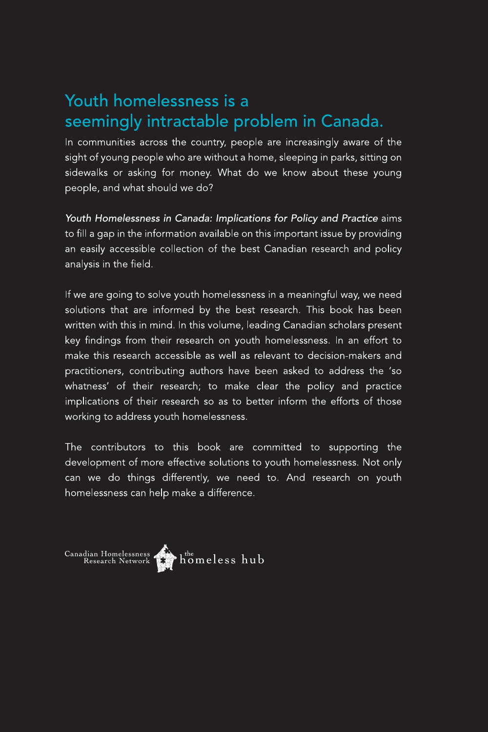# Youth homelessness is a seemingly intractable problem in Canada.

In communities across the country, people are increasingly aware of the sight of young people who are without a home, sleeping in parks, sitting on sidewalks or asking for money. What do we know about these young people, and what should we do?

*Youth Homelessness in Canada: Implications for Policy and Practice* aims to fill a gap in the information available on this important issue by providing an easily accessible collection of the best Canadian research and policy analysis in the field.

If we are going to solve youth homelessness in a meaningful way, we need solutions that are informed by the best research. This book has been written with this in mind. In this volume, leading Canadian scholars present key findings from their research on youth homelessness. In an effort to make this research accessible as well as relevant to decision-makers and practitioners, contributing authors have been asked to address the 'so whatness' of their research; to make clear the policy and practice implications of their research so as to better inform the efforts of those working to address youth homelessness.

The contributors to this book are committed to supporting the development of more effective solutions to youth homelessness. Not only can we do things differently, we need to. And research on youth homelessness can help make a difference.

Canadian Homelessness Research Network the homeless hub